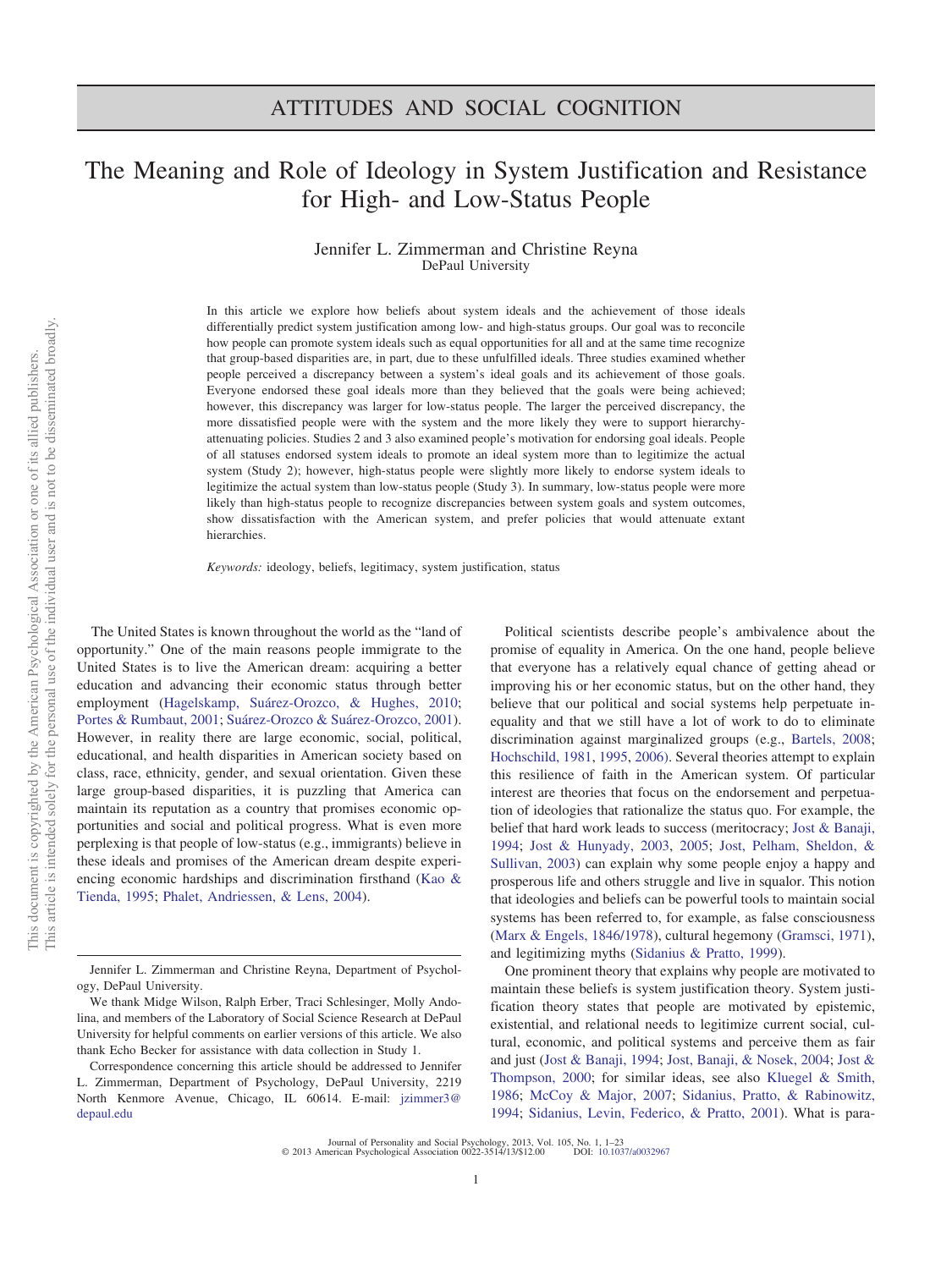ATTITUDES AND SOCIAL COGNITION

# The Meaning and Role of Ideology in System Justification and Resistance for High- and Low-Status People

Jennifer L. Zimmerman and Christine Reyna
DePaul University

In this article we explore how beliefs about system ideals and the achievement of those ideals differentially predict system justification among low- and high-status groups. Our goal was to reconcile how people can promote system ideals such as equal opportunities for all and at the same time recognize that group-based disparities are, in part, due to these unfulfilled ideals. Three studies examined whether people perceived a discrepancy between a system's ideal goals and its achievement of those goals. Everyone endorsed these goal ideals more than they believed that the goals were being achieved; however, this discrepancy was larger for low-status people. The larger the perceived discrepancy, the more dissatisfied people were with the system and the more likely they were to support hierarchy-attenuating policies. Studies 2 and 3 also examined people's motivation for endorsing goal ideals. People of all statuses endorsed system ideals to promote an ideal system more than to legitimize the actual system (Study 2); however, high-status people were slightly more likely to endorse system ideals to legitimize the actual system than low-status people (Study 3). In summary, low-status people were more likely than high-status people to recognize discrepancies between system goals and system outcomes, show dissatisfaction with the American system, and prefer policies that would attenuate extant hierarchies.

*Keywords:* ideology, beliefs, legitimacy, system justification, status

The United States is known throughout the world as the "land of opportunity." One of the main reasons people immigrate to the United States is to live the American dream: acquiring a better education and advancing their economic status through better employment (Hagelskamp, Suárez-Orozco, & Hughes, 2010; Portes & Rumbaut, 2001; Suárez-Orozco & Suárez-Orozco, 2001). However, in reality there are large economic, social, political, educational, and health disparities in American society based on class, race, ethnicity, gender, and sexual orientation. Given these large group-based disparities, it is puzzling that America can maintain its reputation as a country that promises economic opportunities and social and political progress. What is even more perplexing is that people of low-status (e.g., immigrants) believe in these ideals and promises of the American dream despite experiencing economic hardships and discrimination firsthand (Kao & Tienda, 1995; Phalet, Andriessen, & Lens, 2004).

Political scientists describe people's ambivalence about the promise of equality in America. On the one hand, people believe that everyone has a relatively equal chance of getting ahead or improving his or her economic status, but on the other hand, they believe that our political and social systems help perpetuate inequality and that we still have a lot of work to do to eliminate discrimination against marginalized groups (e.g., Bartels, 2008; Hochschild, 1981, 1995, 2006). Several theories attempt to explain this resilience of faith in the American system. Of particular interest are theories that focus on the endorsement and perpetuation of ideologies that rationalize the status quo. For example, the belief that hard work leads to success (meritocracy; Jost & Banaji, 1994; Jost & Hunyady, 2003, 2005; Jost, Pelham, Sheldon, & Sullivan, 2003) can explain why some people enjoy a happy and prosperous life and others struggle and live in squalor. This notion that ideologies and beliefs can be powerful tools to maintain social systems has been referred to, for example, as false consciousness (Marx & Engels, 1846/1978), cultural hegemony (Gramsci, 1971), and legitimizing myths (Sidanius & Pratto, 1999).

One prominent theory that explains why people are motivated to maintain these beliefs is system justification theory. System justification theory states that people are motivated by epistemic, existential, and relational needs to legitimize current social, cultural, economic, and political systems and perceive them as fair and just (Jost & Banaji, 1994; Jost, Banaji, & Nosek, 2004; Jost & Thompson, 2000; for similar ideas, see also Kluegel & Smith, 1986; McCoy & Major, 2007; Sidanius, Pratto, & Rabinowitz, 1994; Sidanius, Levin, Federico, & Pratto, 2001). What is para-

Jennifer L. Zimmerman and Christine Reyna, Department of Psychology, DePaul University.

We thank Midge Wilson, Ralph Erber, Traci Schlesinger, Molly Andolina, and members of the Laboratory of Social Science Research at DePaul University for helpful comments on earlier versions of this article. We also thank Echo Becker for assistance with data collection in Study 1.

Correspondence concerning this article should be addressed to Jennifer L. Zimmerman, Department of Psychology, DePaul University, 2219 North Kenmore Avenue, Chicago, IL 60614. E-mail: jzimmer3@depaul.edu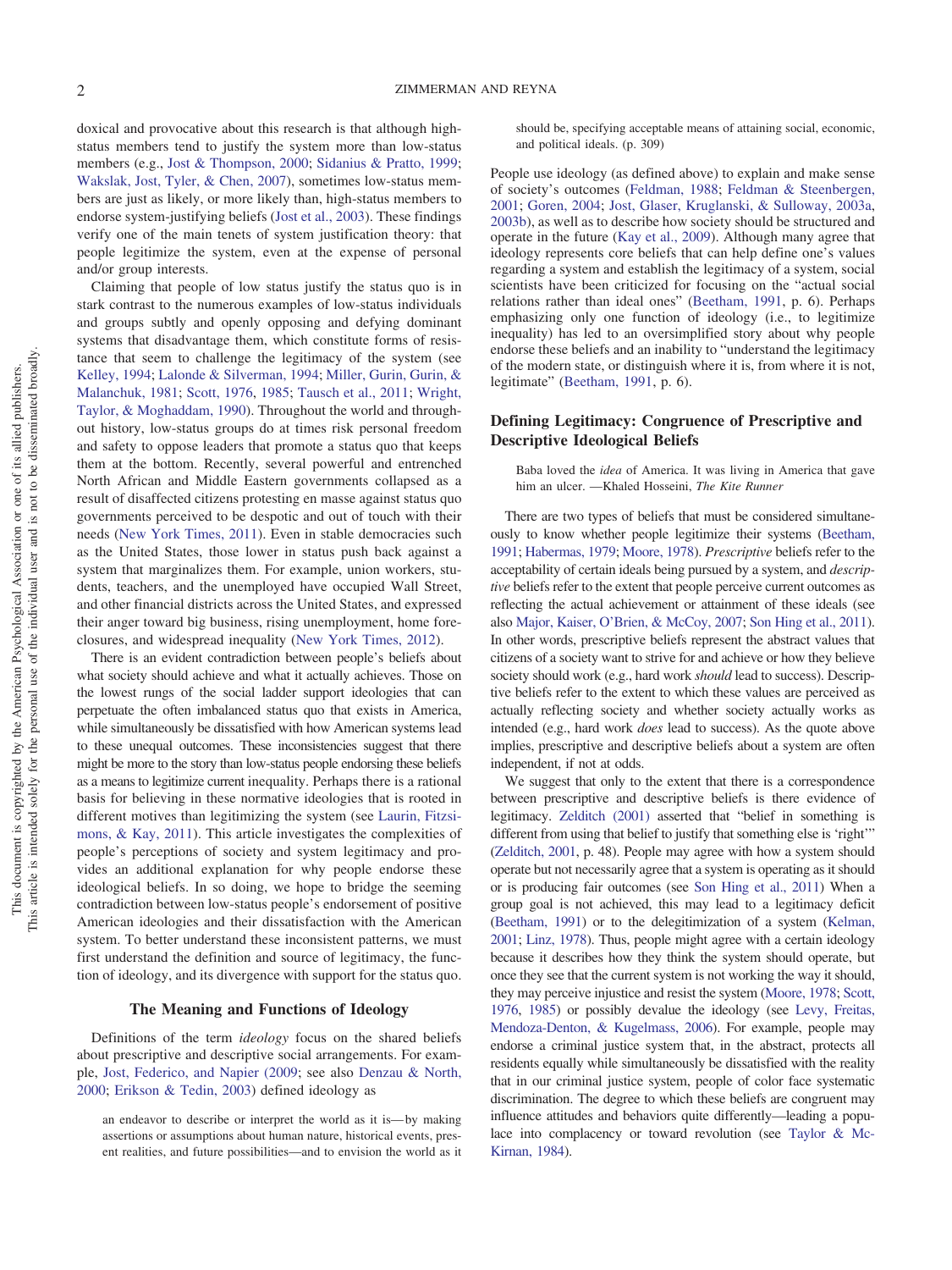doxical and provocative about this research is that although high-status members tend to justify the system more than low-status members (e.g., Jost & Thompson, 2000; Sidanius & Pratto, 1999; Wakslak, Jost, Tyler, & Chen, 2007), sometimes low-status members are just as likely, or more likely than, high-status members to endorse system-justifying beliefs (Jost et al., 2003). These findings verify one of the main tenets of system justification theory: that people legitimize the system, even at the expense of personal and/or group interests.

Claiming that people of low status justify the status quo is in stark contrast to the numerous examples of low-status individuals and groups subtly and openly opposing and defying dominant systems that disadvantage them, which constitute forms of resistance that seem to challenge the legitimacy of the system (see Kelley, 1994; Lalonde & Silverman, 1994; Miller, Gurin, Gurin, & Malanchuk, 1981; Scott, 1976, 1985; Tausch et al., 2011; Wright, Taylor, & Moghaddam, 1990). Throughout the world and throughout history, low-status groups do at times risk personal freedom and safety to oppose leaders that promote a status quo that keeps them at the bottom. Recently, several powerful and entrenched North African and Middle Eastern governments collapsed as a result of disaffected citizens protesting en masse against status quo governments perceived to be despotic and out of touch with their needs (New York Times, 2011). Even in stable democracies such as the United States, those lower in status push back against a system that marginalizes them. For example, union workers, students, teachers, and the unemployed have occupied Wall Street, and other financial districts across the United States, and expressed their anger toward big business, rising unemployment, home foreclosures, and widespread inequality (New York Times, 2012).

There is an evident contradiction between people's beliefs about what society should achieve and what it actually achieves. Those on the lowest rungs of the social ladder support ideologies that can perpetuate the often imbalanced status quo that exists in America, while simultaneously be dissatisfied with how American systems lead to these unequal outcomes. These inconsistencies suggest that there might be more to the story than low-status people endorsing these beliefs as a means to legitimize current inequality. Perhaps there is a rational basis for believing in these normative ideologies that is rooted in different motives than legitimizing the system (see Laurin, Fitzsimons, & Kay, 2011). This article investigates the complexities of people's perceptions of society and system legitimacy and provides an additional explanation for why people endorse these ideological beliefs. In so doing, we hope to bridge the seeming contradiction between low-status people's endorsement of positive American ideologies and their dissatisfaction with the American system. To better understand these inconsistent patterns, we must first understand the definition and source of legitimacy, the function of ideology, and its divergence with support for the status quo.

## The Meaning and Functions of Ideology

Definitions of the term *ideology* focus on the shared beliefs about prescriptive and descriptive social arrangements. For example, Jost, Federico, and Napier (2009; see also Denzau & North, 2000; Erikson & Tedin, 2003) defined ideology as

> an endeavor to describe or interpret the world as it is—by making assertions or assumptions about human nature, historical events, present realities, and future possibilities—and to envision the world as it should be, specifying acceptable means of attaining social, economic, and political ideals. (p. 309)

People use ideology (as defined above) to explain and make sense of society's outcomes (Feldman, 1988; Feldman & Steenbergen, 2001; Goren, 2004; Jost, Glaser, Kruglanski, & Sulloway, 2003a, 2003b), as well as to describe how society should be structured and operate in the future (Kay et al., 2009). Although many agree that ideology represents core beliefs that can help define one's values regarding a system and establish the legitimacy of a system, social scientists have been criticized for focusing on the "actual social relations rather than ideal ones" (Beetham, 1991, p. 6). Perhaps emphasizing only one function of ideology (i.e., to legitimize inequality) has led to an oversimplified story about why people endorse these beliefs and an inability to "understand the legitimacy of the modern state, or distinguish where it is, from where it is not, legitimate" (Beetham, 1991, p. 6).

## Defining Legitimacy: Congruence of Prescriptive and Descriptive Ideological Beliefs

> Baba loved the *idea* of America. It was living in America that gave him an ulcer. —Khaled Hosseini, *The Kite Runner*

There are two types of beliefs that must be considered simultaneously to know whether people legitimize their systems (Beetham, 1991; Habermas, 1979; Moore, 1978). *Prescriptive* beliefs refer to the acceptability of certain ideals being pursued by a system, and *descriptive* beliefs refer to the extent that people perceive current outcomes as reflecting the actual achievement or attainment of these ideals (see also Major, Kaiser, O'Brien, & McCoy, 2007; Son Hing et al., 2011). In other words, prescriptive beliefs represent the abstract values that citizens of a society want to strive for and achieve or how they believe society should work (e.g., hard work *should* lead to success). Descriptive beliefs refer to the extent to which these values are perceived as actually reflecting society and whether society actually works as intended (e.g., hard work *does* lead to success). As the quote above implies, prescriptive and descriptive beliefs about a system are often independent, if not at odds.

We suggest that only to the extent that there is a correspondence between prescriptive and descriptive beliefs is there evidence of legitimacy. Zelditch (2001) asserted that "belief in something is different from using that belief to justify that something else is 'right'" (Zelditch, 2001, p. 48). People may agree with how a system should operate but not necessarily agree that a system is operating as it should or is producing fair outcomes (see Son Hing et al., 2011) When a group goal is not achieved, this may lead to a legitimacy deficit (Beetham, 1991) or to the delegitimization of a system (Kelman, 2001; Linz, 1978). Thus, people might agree with a certain ideology because it describes how they think the system should operate, but once they see that the current system is not working the way it should, they may perceive injustice and resist the system (Moore, 1978; Scott, 1976, 1985) or possibly devalue the ideology (see Levy, Freitas, Mendoza-Denton, & Kugelmass, 2006). For example, people may endorse a criminal justice system that, in the abstract, protects all residents equally while simultaneously be dissatisfied with the reality that in our criminal justice system, people of color face systematic discrimination. The degree to which these beliefs are congruent may influence attitudes and behaviors quite differently—leading a populace into complacency or toward revolution (see Taylor & McKirnan, 1984).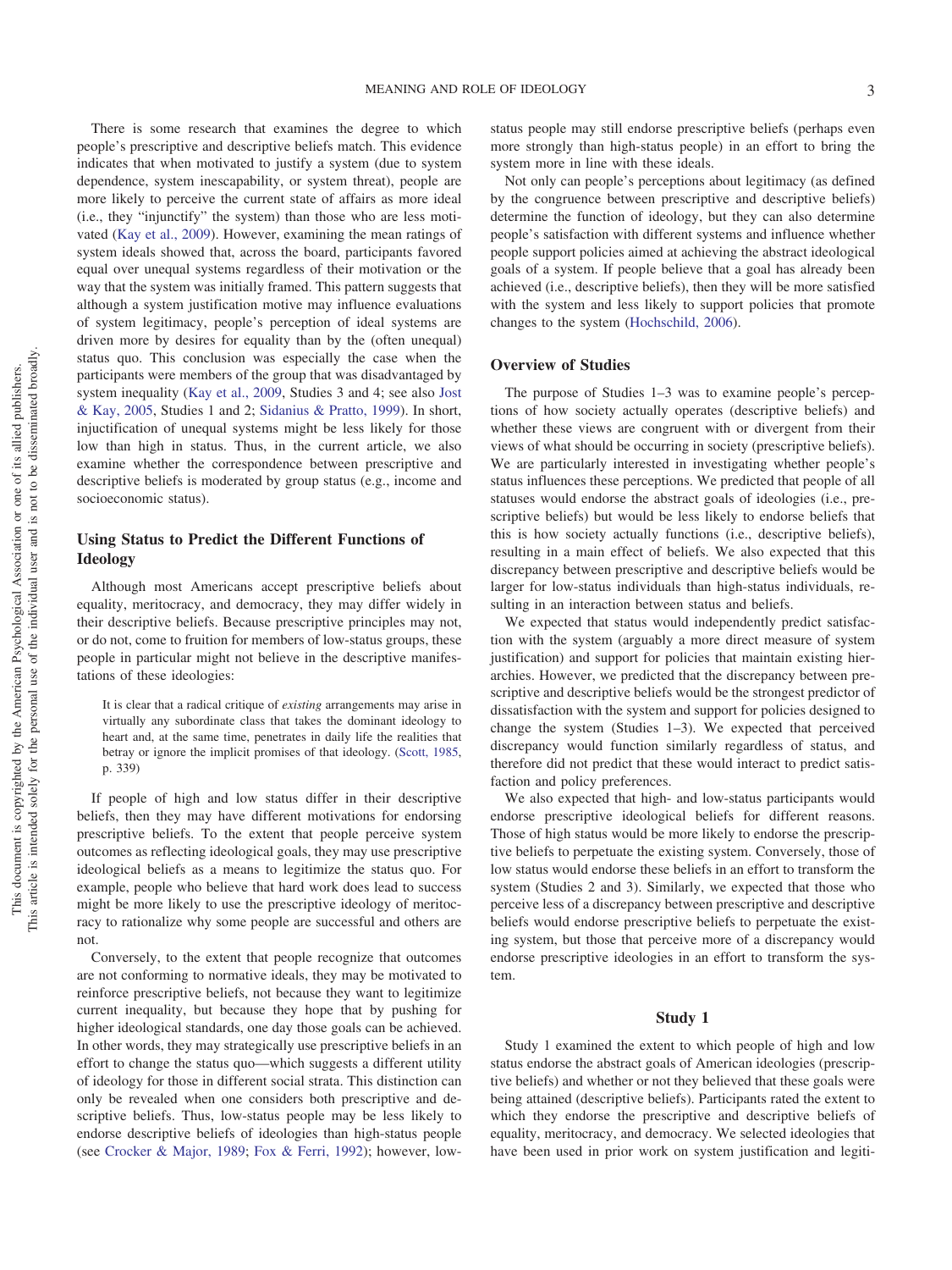There is some research that examines the degree to which people's prescriptive and descriptive beliefs match. This evidence indicates that when motivated to justify a system (due to system dependence, system inescapability, or system threat), people are more likely to perceive the current state of affairs as more ideal (i.e., they "injunctify" the system) than those who are less motivated (Kay et al., 2009). However, examining the mean ratings of system ideals showed that, across the board, participants favored equal over unequal systems regardless of their motivation or the way that the system was initially framed. This pattern suggests that although a system justification motive may influence evaluations of system legitimacy, people's perception of ideal systems are driven more by desires for equality than by the (often unequal) status quo. This conclusion was especially the case when the participants were members of the group that was disadvantaged by system inequality (Kay et al., 2009, Studies 3 and 4; see also Jost & Kay, 2005, Studies 1 and 2; Sidanius & Pratto, 1999). In short, injunctification of unequal systems might be less likely for those low than high in status. Thus, in the current article, we also examine whether the correspondence between prescriptive and descriptive beliefs is moderated by group status (e.g., income and socioeconomic status).

## Using Status to Predict the Different Functions of Ideology

Although most Americans accept prescriptive beliefs about equality, meritocracy, and democracy, they may differ widely in their descriptive beliefs. Because prescriptive principles may not, or do not, come to fruition for members of low-status groups, these people in particular might not believe in the descriptive manifestations of these ideologies:

> It is clear that a radical critique of *existing* arrangements may arise in virtually any subordinate class that takes the dominant ideology to heart and, at the same time, penetrates in daily life the realities that betray or ignore the implicit promises of that ideology. (Scott, 1985, p. 339)

If people of high and low status differ in their descriptive beliefs, then they may have different motivations for endorsing prescriptive beliefs. To the extent that people perceive system outcomes as reflecting ideological goals, they may use prescriptive ideological beliefs as a means to legitimize the status quo. For example, people who believe that hard work does lead to success might be more likely to use the prescriptive ideology of meritocracy to rationalize why some people are successful and others are not.

Conversely, to the extent that people recognize that outcomes are not conforming to normative ideals, they may be motivated to reinforce prescriptive beliefs, not because they want to legitimize current inequality, but because they hope that by pushing for higher ideological standards, one day those goals can be achieved. In other words, they may strategically use prescriptive beliefs in an effort to change the status quo—which suggests a different utility of ideology for those in different social strata. This distinction can only be revealed when one considers both prescriptive and descriptive beliefs. Thus, low-status people may be less likely to endorse descriptive beliefs of ideologies than high-status people (see Crocker & Major, 1989; Fox & Ferri, 1992); however, low-status people may still endorse prescriptive beliefs (perhaps even more strongly than high-status people) in an effort to bring the system more in line with these ideals.

Not only can people's perceptions about legitimacy (as defined by the congruence between prescriptive and descriptive beliefs) determine the function of ideology, but they can also determine people's satisfaction with different systems and influence whether people support policies aimed at achieving the abstract ideological goals of a system. If people believe that a goal has already been achieved (i.e., descriptive beliefs), then they will be more satisfied with the system and less likely to support policies that promote changes to the system (Hochschild, 2006).

## Overview of Studies

The purpose of Studies 1–3 was to examine people's perceptions of how society actually operates (descriptive beliefs) and whether these views are congruent with or divergent from their views of what should be occurring in society (prescriptive beliefs). We are particularly interested in investigating whether people's status influences these perceptions. We predicted that people of all statuses would endorse the abstract goals of ideologies (i.e., prescriptive beliefs) but would be less likely to endorse beliefs that this is how society actually functions (i.e., descriptive beliefs), resulting in a main effect of beliefs. We also expected that this discrepancy between prescriptive and descriptive beliefs would be larger for low-status individuals than high-status individuals, resulting in an interaction between status and beliefs.

We expected that status would independently predict satisfaction with the system (arguably a more direct measure of system justification) and support for policies that maintain existing hierarchies. However, we predicted that the discrepancy between prescriptive and descriptive beliefs would be the strongest predictor of dissatisfaction with the system and support for policies designed to change the system (Studies 1–3). We expected that perceived discrepancy would function similarly regardless of status, and therefore did not predict that these would interact to predict satisfaction and policy preferences.

We also expected that high- and low-status participants would endorse prescriptive ideological beliefs for different reasons. Those of high status would be more likely to endorse the prescriptive beliefs to perpetuate the existing system. Conversely, those of low status would endorse these beliefs in an effort to transform the system (Studies 2 and 3). Similarly, we expected that those who perceive less of a discrepancy between prescriptive and descriptive beliefs would endorse prescriptive beliefs to perpetuate the existing system, but those that perceive more of a discrepancy would endorse prescriptive ideologies in an effort to transform the system.

## Study 1

Study 1 examined the extent to which people of high and low status endorse the abstract goals of American ideologies (prescriptive beliefs) and whether or not they believed that these goals were being attained (descriptive beliefs). Participants rated the extent to which they endorse the prescriptive and descriptive beliefs of equality, meritocracy, and democracy. We selected ideologies that have been used in prior work on system justification and legiti-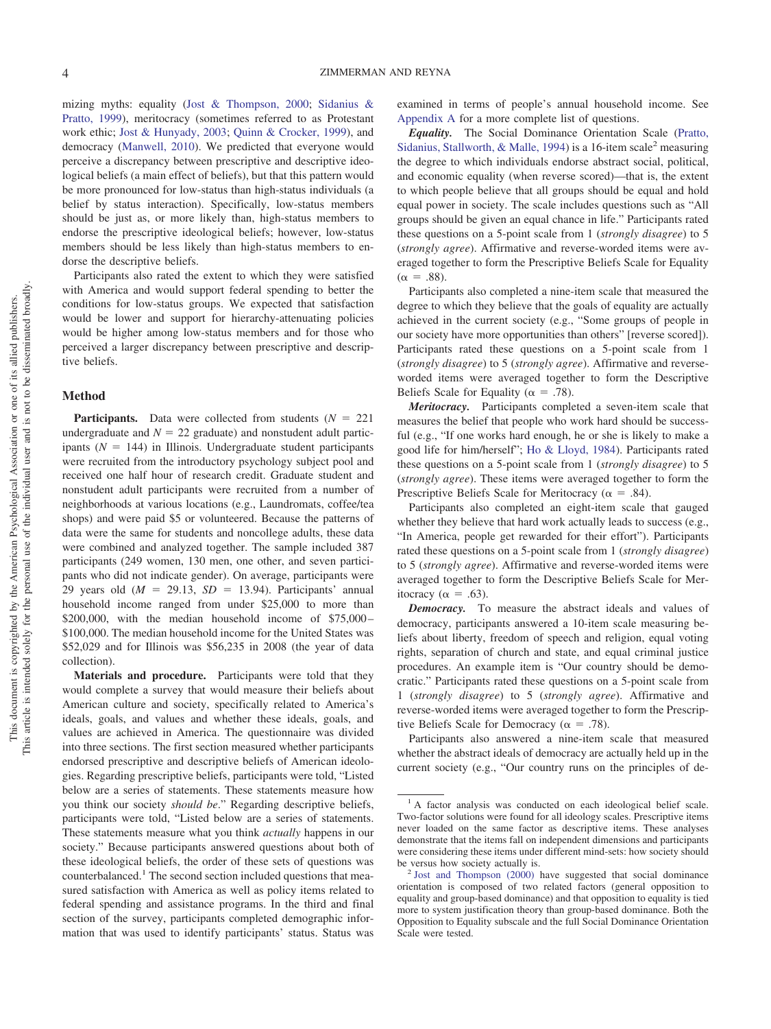mizing myths: equality (Jost & Thompson, 2000; Sidanius & Pratto, 1999), meritocracy (sometimes referred to as Protestant work ethic; Jost & Hunyady, 2003; Quinn & Crocker, 1999), and democracy (Manwell, 2010). We predicted that everyone would perceive a discrepancy between prescriptive and descriptive ideological beliefs (a main effect of beliefs), but that this pattern would be more pronounced for low-status than high-status individuals (a belief by status interaction). Specifically, low-status members should be just as, or more likely than, high-status members to endorse the prescriptive ideological beliefs; however, low-status members should be less likely than high-status members to endorse the descriptive beliefs.

Participants also rated the extent to which they were satisfied with America and would support federal spending to better the conditions for low-status groups. We expected that satisfaction would be lower and support for hierarchy-attenuating policies would be higher among low-status members and for those who perceived a larger discrepancy between prescriptive and descriptive beliefs.

## Method

**Participants.** Data were collected from students ($N$ = 221 undergraduate and $N$ = 22 graduate) and nonstudent adult participants ($N$ = 144) in Illinois. Undergraduate student participants were recruited from the introductory psychology subject pool and received one half hour of research credit. Graduate student and nonstudent adult participants were recruited from a number of neighborhoods at various locations (e.g., Laundromats, coffee/tea shops) and were paid $5 or volunteered. Because the patterns of data were the same for students and noncollege adults, these data were combined and analyzed together. The sample included 387 participants (249 women, 130 men, one other, and seven participants who did not indicate gender). On average, participants were 29 years old ($M$ = 29.13, $SD$ = 13.94). Participants' annual household income ranged from under $25,000 to more than $200,000, with the median household income of $75,000–$100,000. The median household income for the United States was $52,029 and for Illinois was $56,235 in 2008 (the year of data collection).

**Materials and procedure.** Participants were told that they would complete a survey that would measure their beliefs about American culture and society, specifically related to America's ideals, goals, and values and whether these ideals, goals, and values are achieved in America. The questionnaire was divided into three sections. The first section measured whether participants endorsed prescriptive and descriptive beliefs of American ideologies. Regarding prescriptive beliefs, participants were told, "Listed below are a series of statements. These statements measure how you think our society *should be*." Regarding descriptive beliefs, participants were told, "Listed below are a series of statements. These statements measure what you think *actually* happens in our society." Because participants answered questions about both of these ideological beliefs, the order of these sets of questions was counterbalanced.[1] The second section included questions that measured satisfaction with America as well as policy items related to federal spending and assistance programs. In the third and final section of the survey, participants completed demographic information that was used to identify participants' status. Status was examined in terms of people's annual household income. See Appendix A for a more complete list of questions.

***Equality.*** The Social Dominance Orientation Scale (Pratto, Sidanius, Stallworth, & Malle, 1994) is a 16-item scale[2] measuring the degree to which individuals endorse abstract social, political, and economic equality (when reverse scored)—that is, the extent to which people believe that all groups should be equal and hold equal power in society. The scale includes questions such as "All groups should be given an equal chance in life." Participants rated these questions on a 5-point scale from 1 (*strongly disagree*) to 5 (*strongly agree*). Affirmative and reverse-worded items were averaged together to form the Prescriptive Beliefs Scale for Equality ($\alpha$ = .88).

Participants also completed a nine-item scale that measured the degree to which they believe that the goals of equality are actually achieved in the current society (e.g., "Some groups of people in our society have more opportunities than others" [reverse scored]). Participants rated these questions on a 5-point scale from 1 (*strongly disagree*) to 5 (*strongly agree*). Affirmative and reverse-worded items were averaged together to form the Descriptive Beliefs Scale for Equality ($\alpha$ = .78).

***Meritocracy.*** Participants completed a seven-item scale that measures the belief that people who work hard should be successful (e.g., "If one works hard enough, he or she is likely to make a good life for him/herself"; Ho & Lloyd, 1984). Participants rated these questions on a 5-point scale from 1 (*strongly disagree*) to 5 (*strongly agree*). These items were averaged together to form the Prescriptive Beliefs Scale for Meritocracy ($\alpha$ = .84).

Participants also completed an eight-item scale that gauged whether they believe that hard work actually leads to success (e.g., "In America, people get rewarded for their effort"). Participants rated these questions on a 5-point scale from 1 (*strongly disagree*) to 5 (*strongly agree*). Affirmative and reverse-worded items were averaged together to form the Descriptive Beliefs Scale for Meritocracy ($\alpha$ = .63).

***Democracy.*** To measure the abstract ideals and values of democracy, participants answered a 10-item scale measuring beliefs about liberty, freedom of speech and religion, equal voting rights, separation of church and state, and equal criminal justice procedures. An example item is "Our country should be democratic." Participants rated these questions on a 5-point scale from 1 (*strongly disagree*) to 5 (*strongly agree*). Affirmative and reverse-worded items were averaged together to form the Prescriptive Beliefs Scale for Democracy ($\alpha$ = .78).

Participants also answered a nine-item scale that measured whether the abstract ideals of democracy are actually held up in the current society (e.g., "Our country runs on the principles of de-

---

[1] A factor analysis was conducted on each ideological belief scale. Two-factor solutions were found for all ideology scales. Prescriptive items never loaded on the same factor as descriptive items. These analyses demonstrate that the items fall on independent dimensions and participants were considering these items under different mind-sets: how society should be versus how society actually is.

[2] Jost and Thompson (2000) have suggested that social dominance orientation is composed of two related factors (general opposition to equality and group-based dominance) and that opposition to equality is tied more to system justification theory than group-based dominance. Both the Opposition to Equality subscale and the full Social Dominance Orientation Scale were tested.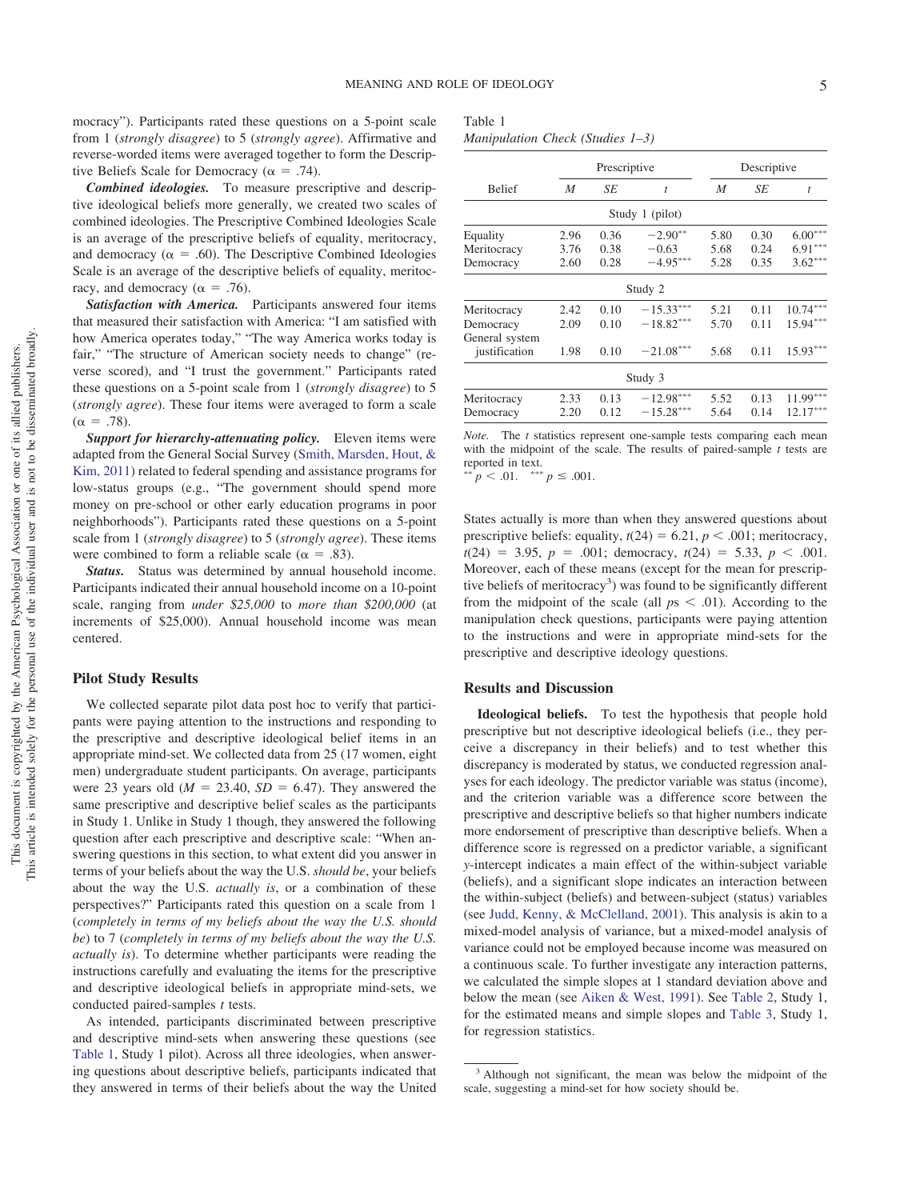mocracy"). Participants rated these questions on a 5-point scale from 1 (*strongly disagree*) to 5 (*strongly agree*). Affirmative and reverse-worded items were averaged together to form the Descriptive Beliefs Scale for Democracy ($\alpha = .74$).

***Combined ideologies.*** To measure prescriptive and descriptive ideological beliefs more generally, we created two scales of combined ideologies. The Prescriptive Combined Ideologies Scale is an average of the prescriptive beliefs of equality, meritocracy, and democracy ($\alpha = .60$). The Descriptive Combined Ideologies Scale is an average of the descriptive beliefs of equality, meritocracy, and democracy ($\alpha = .76$).

***Satisfaction with America.*** Participants answered four items that measured their satisfaction with America: "I am satisfied with how America operates today," "The way America works today is fair," "The structure of American society needs to change" (reverse scored), and "I trust the government." Participants rated these questions on a 5-point scale from 1 (*strongly disagree*) to 5 (*strongly agree*). These four items were averaged to form a scale ($\alpha = .78$).

***Support for hierarchy-attenuating policy.*** Eleven items were adapted from the General Social Survey (Smith, Marsden, Hout, & Kim, 2011) related to federal spending and assistance programs for low-status groups (e.g., "The government should spend more money on pre-school or other early education programs in poor neighborhoods"). Participants rated these questions on a 5-point scale from 1 (*strongly disagree*) to 5 (*strongly agree*). These items were combined to form a reliable scale ($\alpha = .83$).

***Status.*** Status was determined by annual household income. Participants indicated their annual household income on a 10-point scale, ranging from *under \$25,000* to *more than \$200,000* (at increments of \$25,000). Annual household income was mean centered.

## Pilot Study Results

We collected separate pilot data post hoc to verify that participants were paying attention to the instructions and responding to the prescriptive and descriptive ideological belief items in an appropriate mind-set. We collected data from 25 (17 women, eight men) undergraduate student participants. On average, participants were 23 years old ($M = 23.40$, $SD = 6.47$). They answered the same prescriptive and descriptive belief scales as the participants in Study 1. Unlike in Study 1 though, they answered the following question after each prescriptive and descriptive scale: "When answering questions in this section, to what extent did you answer in terms of your beliefs about the way the U.S. *should be*, your beliefs about the way the U.S. *actually is*, or a combination of these perspectives?" Participants rated this question on a scale from 1 (*completely in terms of my beliefs about the way the U.S. should be*) to 7 (*completely in terms of my beliefs about the way the U.S. actually is*). To determine whether participants were reading the instructions carefully and evaluating the items for the prescriptive and descriptive ideological beliefs in appropriate mind-sets, we conducted paired-samples *t* tests.

As intended, participants discriminated between prescriptive and descriptive mind-sets when answering these questions (see Table 1, Study 1 pilot). Across all three ideologies, when answering questions about descriptive beliefs, participants indicated that they answered in terms of their beliefs about the way the United States actually is more than when they answered questions about prescriptive beliefs: equality, $t(24) = 6.21$, $p < .001$; meritocracy, $t(24) = 3.95$, $p = .001$; democracy, $t(24) = 5.33$, $p < .001$. Moreover, each of these means (except for the mean for prescriptive beliefs of meritocracy[3]) was found to be significantly different from the midpoint of the scale (all $ps < .01$). According to the manipulation check questions, participants were paying attention to the instructions and were in appropriate mind-sets for the prescriptive and descriptive ideology questions.

Table 1
*Manipulation Check (Studies 1–3)*

| Belief | Prescriptive | | | Descriptive | | |
|---|---|---|---|---|---|---|
| | *M* | *SE* | *t* | *M* | *SE* | *t* |
| Study 1 (pilot) | | | | | | |
| Equality | 2.96 | 0.36 | $-2.90^{**}$ | 5.80 | 0.30 | $6.00^{***}$ |
| Meritocracy | 3.76 | 0.38 | $-0.63$ | 5.68 | 0.24 | $6.91^{***}$ |
| Democracy | 2.60 | 0.28 | $-4.95^{***}$ | 5.28 | 0.35 | $3.62^{***}$ |
| Study 2 | | | | | | |
| Meritocracy | 2.42 | 0.10 | $-15.33^{***}$ | 5.21 | 0.11 | $10.74^{***}$ |
| Democracy | 2.09 | 0.10 | $-18.82^{***}$ | 5.70 | 0.11 | $15.94^{***}$ |
| General system justification | 1.98 | 0.10 | $-21.08^{***}$ | 5.68 | 0.11 | $15.93^{***}$ |
| Study 3 | | | | | | |
| Meritocracy | 2.33 | 0.13 | $-12.98^{***}$ | 5.52 | 0.13 | $11.99^{***}$ |
| Democracy | 2.20 | 0.12 | $-15.28^{***}$ | 5.64 | 0.14 | $12.17^{***}$ |

*Note.* The *t* statistics represent one-sample tests comparing each mean with the midpoint of the scale. The results of paired-sample *t* tests are reported in text.
$^{**} p < .01$. $^{***} p \leq .001$.

## Results and Discussion

**Ideological beliefs.** To test the hypothesis that people hold prescriptive but not descriptive ideological beliefs (i.e., they perceive a discrepancy in their beliefs) and to test whether this discrepancy is moderated by status, we conducted regression analyses for each ideology. The predictor variable was status (income), and the criterion variable was a difference score between the prescriptive and descriptive beliefs so that higher numbers indicate more endorsement of prescriptive than descriptive beliefs. When a difference score is regressed on a predictor variable, a significant *y*-intercept indicates a main effect of the within-subject variable (beliefs), and a significant slope indicates an interaction between the within-subject (beliefs) and between-subject (status) variables (see Judd, Kenny, & McClelland, 2001). This analysis is akin to a mixed-model analysis of variance, but a mixed-model analysis of variance could not be employed because income was measured on a continuous scale. To further investigate any interaction patterns, we calculated the simple slopes at 1 standard deviation above and below the mean (see Aiken & West, 1991). See Table 2, Study 1, for the estimated means and simple slopes and Table 3, Study 1, for regression statistics.

[3] Although not significant, the mean was below the midpoint of the scale, suggesting a mind-set for how society should be.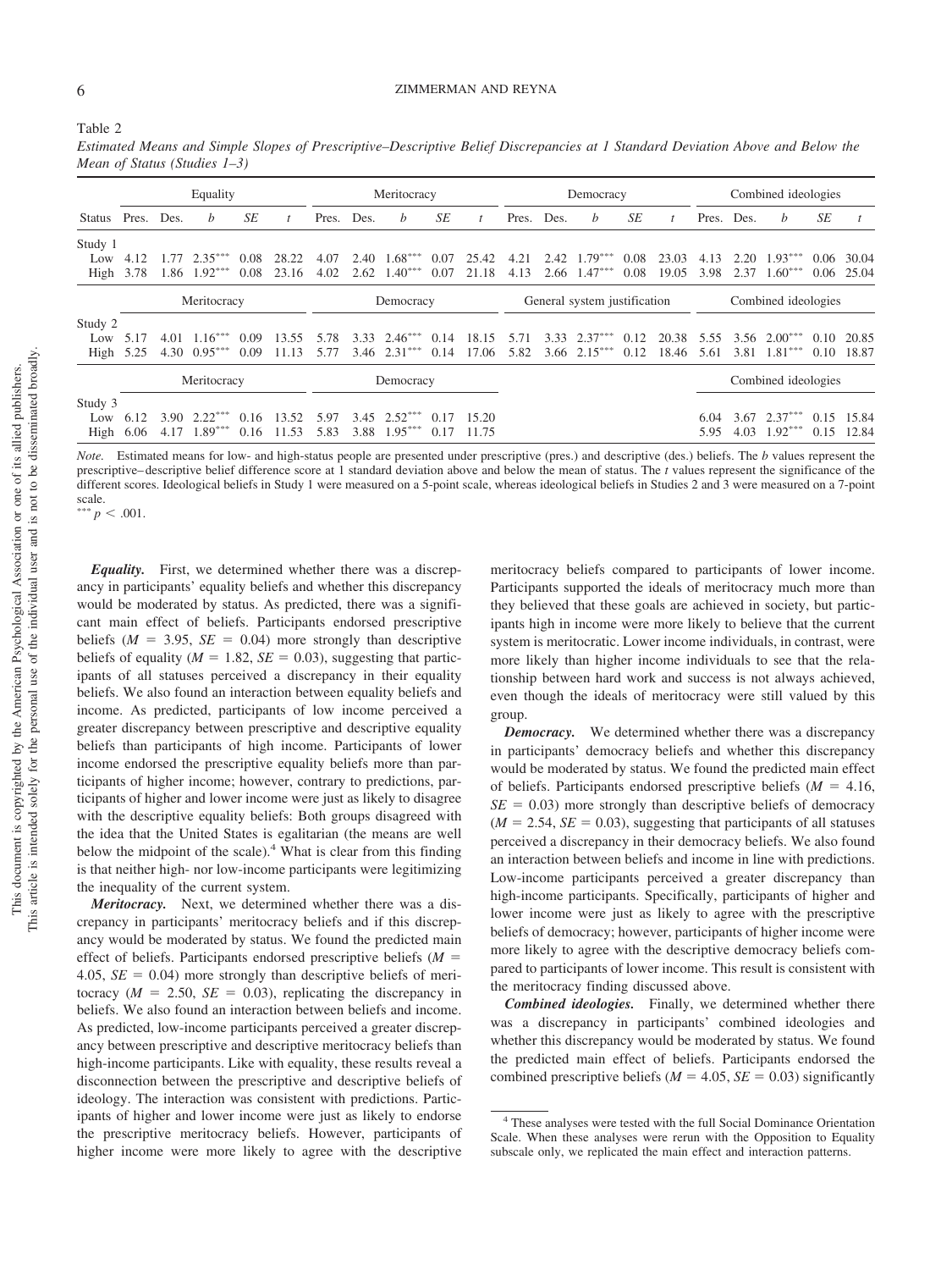Table 2

*Estimated Means and Simple Slopes of Prescriptive–Descriptive Belief Discrepancies at 1 Standard Deviation Above and Below the Mean of Status (Studies 1–3)*

| | Equality | | | | | Meritocracy | | | | | Democracy | | | | | Combined ideologies | | | | |
|---|---|---|---|---|---|---|---|---|---|---|---|---|---|---|---|---|---|---|---|---|
| Status | Pres. | Des. | *b* | *SE* | *t* | Pres. | Des. | *b* | *SE* | *t* | Pres. | Des. | *b* | *SE* | *t* | Pres. | Des. | *b* | *SE* | *t* |
| Study 1 | | | | | | | | | | | | | | | | | | | | |
| Low | 4.12 | 1.77 | 2.35*** | 0.08 | 28.22 | 4.07 | 2.40 | 1.68*** | 0.07 | 25.42 | 4.21 | 2.42 | 1.79*** | 0.08 | 23.03 | 4.13 | 2.20 | 1.93*** | 0.06 | 30.04 |
| High | 3.78 | 1.86 | 1.92*** | 0.08 | 23.16 | 4.02 | 2.62 | 1.40*** | 0.07 | 21.18 | 4.13 | 2.66 | 1.47*** | 0.08 | 19.05 | 3.98 | 2.37 | 1.60*** | 0.06 | 25.04 |
| | Meritocracy | | | | | Democracy | | | | | General system justification | | | | | Combined ideologies | | | | |
| Study 2 | | | | | | | | | | | | | | | | | | | | |
| Low | 5.17 | 4.01 | 1.16*** | 0.09 | 13.55 | 5.78 | 3.33 | 2.46*** | 0.14 | 18.15 | 5.71 | 3.33 | 2.37*** | 0.12 | 20.38 | 5.55 | 3.56 | 2.00*** | 0.10 | 20.85 |
| High | 5.25 | 4.30 | 0.95*** | 0.09 | 11.13 | 5.77 | 3.46 | 2.31*** | 0.14 | 17.06 | 5.82 | 3.66 | 2.15*** | 0.12 | 18.46 | 5.61 | 3.81 | 1.81*** | 0.10 | 18.87 |
| | Meritocracy | | | | | Democracy | | | | | | | | | | Combined ideologies | | | | |
| Study 3 | | | | | | | | | | | | | | | | | | | | |
| Low | 6.12 | 3.90 | 2.22*** | 0.16 | 13.52 | 5.97 | 3.45 | 2.52*** | 0.17 | 15.20 | | | | | | 6.04 | 3.67 | 2.37*** | 0.15 | 15.84 |
| High | 6.06 | 4.17 | 1.89*** | 0.16 | 11.53 | 5.83 | 3.88 | 1.95*** | 0.17 | 11.75 | | | | | | 5.95 | 4.03 | 1.92*** | 0.15 | 12.84 |

*Note.* Estimated means for low- and high-status people are presented under prescriptive (pres.) and descriptive (des.) beliefs. The *b* values represent the prescriptive–descriptive belief difference score at 1 standard deviation above and below the mean of status. The *t* values represent the significance of the different scores. Ideological beliefs in Study 1 were measured on a 5-point scale, whereas ideological beliefs in Studies 2 and 3 were measured on a 7-point scale.

*** $p < .001$.

***Equality.*** First, we determined whether there was a discrepancy in participants' equality beliefs and whether this discrepancy would be moderated by status. As predicted, there was a significant main effect of beliefs. Participants endorsed prescriptive beliefs ($M = 3.95$, $SE = 0.04$) more strongly than descriptive beliefs of equality ($M = 1.82$, $SE = 0.03$), suggesting that participants of all statuses perceived a discrepancy in their equality beliefs. We also found an interaction between equality beliefs and income. As predicted, participants of low income perceived a greater discrepancy between prescriptive and descriptive equality beliefs than participants of high income. Participants of lower income endorsed the prescriptive equality beliefs more than participants of higher income; however, contrary to predictions, participants of higher and lower income were just as likely to disagree with the descriptive equality beliefs: Both groups disagreed with the idea that the United States is egalitarian (the means are well below the midpoint of the scale).[4] What is clear from this finding is that neither high- nor low-income participants were legitimizing the inequality of the current system.

***Meritocracy.*** Next, we determined whether there was a discrepancy in participants' meritocracy beliefs and if this discrepancy would be moderated by status. We found the predicted main effect of beliefs. Participants endorsed prescriptive beliefs ($M = 4.05$, $SE = 0.04$) more strongly than descriptive beliefs of meritocracy ($M = 2.50$, $SE = 0.03$), replicating the discrepancy in beliefs. We also found an interaction between beliefs and income. As predicted, low-income participants perceived a greater discrepancy between prescriptive and descriptive meritocracy beliefs than high-income participants. Like with equality, these results reveal a disconnection between the prescriptive and descriptive beliefs of ideology. The interaction was consistent with predictions. Participants of higher and lower income were just as likely to endorse the prescriptive meritocracy beliefs. However, participants of higher income were more likely to agree with the descriptive meritocracy beliefs compared to participants of lower income. Participants supported the ideals of meritocracy much more than they believed that these goals are achieved in society, but participants high in income were more likely to believe that the current system is meritocratic. Lower income individuals, in contrast, were more likely than higher income individuals to see that the relationship between hard work and success is not always achieved, even though the ideals of meritocracy were still valued by this group.

***Democracy.*** We determined whether there was a discrepancy in participants' democracy beliefs and whether this discrepancy would be moderated by status. We found the predicted main effect of beliefs. Participants endorsed prescriptive beliefs ($M = 4.16$, $SE = 0.03$) more strongly than descriptive beliefs of democracy ($M = 2.54$, $SE = 0.03$), suggesting that participants of all statuses perceived a discrepancy in their democracy beliefs. We also found an interaction between beliefs and income in line with predictions. Low-income participants perceived a greater discrepancy than high-income participants. Specifically, participants of higher and lower income were just as likely to agree with the prescriptive beliefs of democracy; however, participants of higher income were more likely to agree with the descriptive democracy beliefs compared to participants of lower income. This result is consistent with the meritocracy finding discussed above.

***Combined ideologies.*** Finally, we determined whether there was a discrepancy in participants' combined ideologies and whether this discrepancy would be moderated by status. We found the predicted main effect of beliefs. Participants endorsed the combined prescriptive beliefs ($M = 4.05$, $SE = 0.03$) significantly

[4] These analyses were tested with the full Social Dominance Orientation Scale. When these analyses were rerun with the Opposition to Equality subscale only, we replicated the main effect and interaction patterns.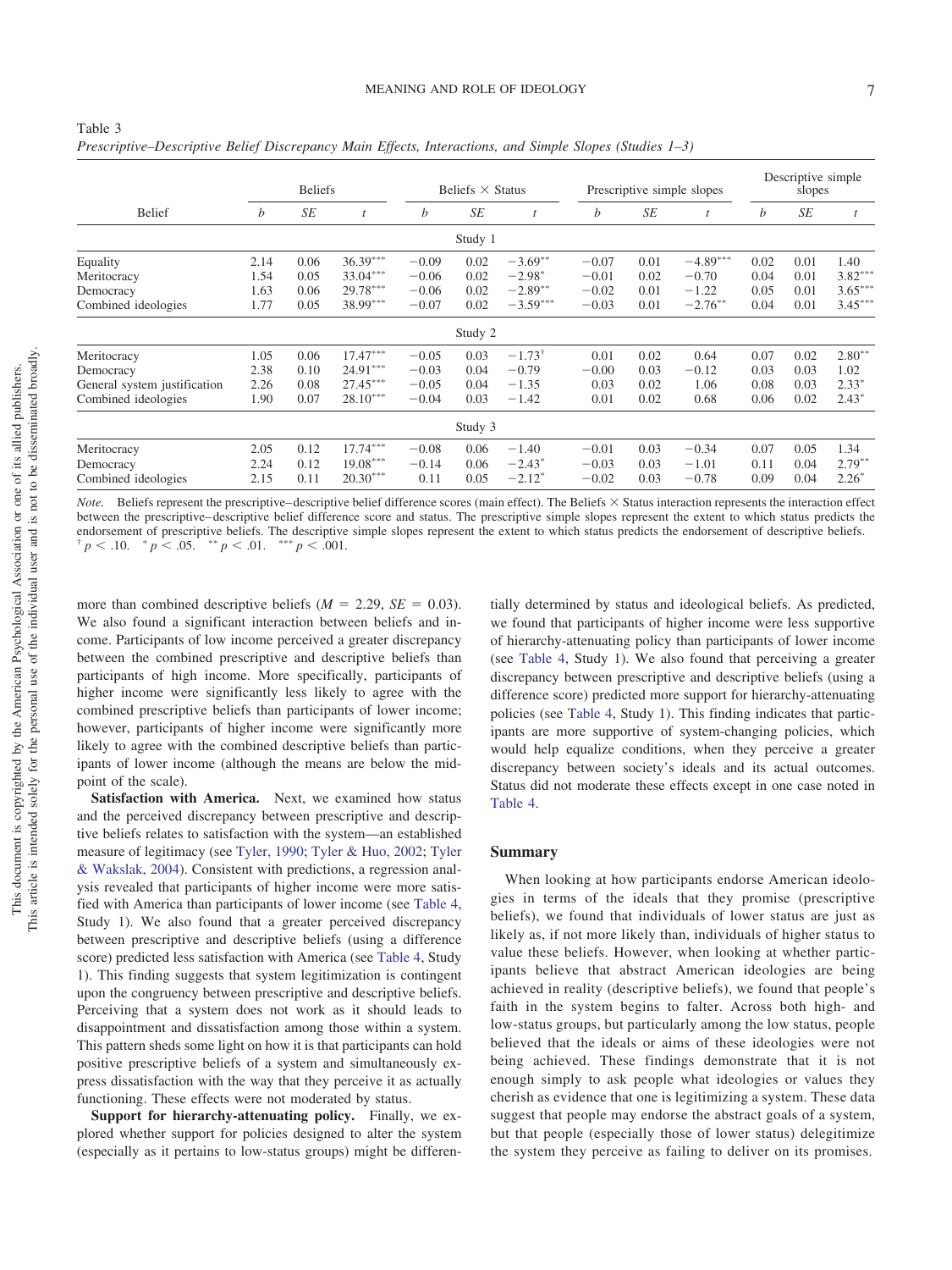Table 3
*Prescriptive–Descriptive Belief Discrepancy Main Effects, Interactions, and Simple Slopes (Studies 1–3)*

| Belief | Beliefs | | | Beliefs × Status | | | Prescriptive simple slopes | | | Descriptive simple slopes | | |
|---|---|---|---|---|---|---|---|---|---|---|---|---|
| | *b* | *SE* | *t* | *b* | *SE* | *t* | *b* | *SE* | *t* | *b* | *SE* | *t* |
| **Study 1** | | | | | | | | | | | | |
| Equality | 2.14 | 0.06 | 36.39*** | −0.09 | 0.02 | −3.69** | −0.07 | 0.01 | −4.89*** | 0.02 | 0.01 | 1.40 |
| Meritocracy | 1.54 | 0.05 | 33.04*** | −0.06 | 0.02 | −2.98* | −0.01 | 0.02 | −0.70 | 0.04 | 0.01 | 3.82*** |
| Democracy | 1.63 | 0.06 | 29.78*** | −0.06 | 0.02 | −2.89** | −0.02 | 0.01 | −1.22 | 0.05 | 0.01 | 3.65*** |
| Combined ideologies | 1.77 | 0.05 | 38.99*** | −0.07 | 0.02 | −3.59*** | −0.03 | 0.01 | −2.76** | 0.04 | 0.01 | 3.45*** |
| **Study 2** | | | | | | | | | | | | |
| Meritocracy | 1.05 | 0.06 | 17.47*** | −0.05 | 0.03 | −1.73† | 0.01 | 0.02 | 0.64 | 0.07 | 0.02 | 2.80** |
| Democracy | 2.38 | 0.10 | 24.91*** | −0.03 | 0.04 | −0.79 | −0.00 | 0.03 | −0.12 | 0.03 | 0.03 | 1.02 |
| General system justification | 2.26 | 0.08 | 27.45*** | −0.05 | 0.04 | −1.35 | 0.03 | 0.02 | 1.06 | 0.08 | 0.03 | 2.33* |
| Combined ideologies | 1.90 | 0.07 | 28.10*** | −0.04 | 0.03 | −1.42 | 0.01 | 0.02 | 0.68 | 0.06 | 0.02 | 2.43* |
| **Study 3** | | | | | | | | | | | | |
| Meritocracy | 2.05 | 0.12 | 17.74*** | −0.08 | 0.06 | −1.40 | −0.01 | 0.03 | −0.34 | 0.07 | 0.05 | 1.34 |
| Democracy | 2.24 | 0.12 | 19.08*** | −0.14 | 0.06 | −2.43* | −0.03 | 0.03 | −1.01 | 0.11 | 0.04 | 2.79** |
| Combined ideologies | 2.15 | 0.11 | 20.30*** | 0.11 | 0.05 | −2.12* | −0.02 | 0.03 | −0.78 | 0.09 | 0.04 | 2.26* |

*Note.* Beliefs represent the prescriptive–descriptive belief difference scores (main effect). The Beliefs × Status interaction represents the interaction effect between the prescriptive–descriptive belief difference score and status. The prescriptive simple slopes represent the extent to which status predicts the endorsement of prescriptive beliefs. The descriptive simple slopes represent the extent to which status predicts the endorsement of descriptive beliefs.
† $p < .10$. * $p < .05$. ** $p < .01$. *** $p < .001$.

more than combined descriptive beliefs ($M = 2.29$, $SE = 0.03$). We also found a significant interaction between beliefs and income. Participants of low income perceived a greater discrepancy between the combined prescriptive and descriptive beliefs than participants of high income. More specifically, participants of higher income were significantly less likely to agree with the combined prescriptive beliefs than participants of lower income; however, participants of higher income were significantly more likely to agree with the combined descriptive beliefs than participants of lower income (although the means are below the midpoint of the scale).

**Satisfaction with America.** Next, we examined how status and the perceived discrepancy between prescriptive and descriptive beliefs relates to satisfaction with the system—an established measure of legitimacy (see Tyler, 1990; Tyler & Huo, 2002; Tyler & Wakslak, 2004). Consistent with predictions, a regression analysis revealed that participants of higher income were more satisfied with America than participants of lower income (see Table 4, Study 1). We also found that a greater perceived discrepancy between prescriptive and descriptive beliefs (using a difference score) predicted less satisfaction with America (see Table 4, Study 1). This finding suggests that system legitimization is contingent upon the congruency between prescriptive and descriptive beliefs. Perceiving that a system does not work as it should leads to disappointment and dissatisfaction among those within a system. This pattern sheds some light on how it is that participants can hold positive prescriptive beliefs of a system and simultaneously express dissatisfaction with the way that they perceive it as actually functioning. These effects were not moderated by status.

**Support for hierarchy-attenuating policy.** Finally, we explored whether support for policies designed to alter the system (especially as it pertains to low-status groups) might be differentially determined by status and ideological beliefs. As predicted, we found that participants of higher income were less supportive of hierarchy-attenuating policy than participants of lower income (see Table 4, Study 1). We also found that perceiving a greater discrepancy between prescriptive and descriptive beliefs (using a difference score) predicted more support for hierarchy-attenuating policies (see Table 4, Study 1). This finding indicates that participants are more supportive of system-changing policies, which would help equalize conditions, when they perceive a greater discrepancy between society's ideals and its actual outcomes. Status did not moderate these effects except in one case noted in Table 4.

## Summary

When looking at how participants endorse American ideologies in terms of the ideals that they promise (prescriptive beliefs), we found that individuals of lower status are just as likely as, if not more likely than, individuals of higher status to value these beliefs. However, when looking at whether participants believe that abstract American ideologies are being achieved in reality (descriptive beliefs), we found that people's faith in the system begins to falter. Across both high- and low-status groups, but particularly among the low status, people believed that the ideals or aims of these ideologies were not being achieved. These findings demonstrate that it is not enough simply to ask people what ideologies or values they cherish as evidence that one is legitimizing a system. These data suggest that people may endorse the abstract goals of a system, but that people (especially those of lower status) delegitimize the system they perceive as failing to deliver on its promises.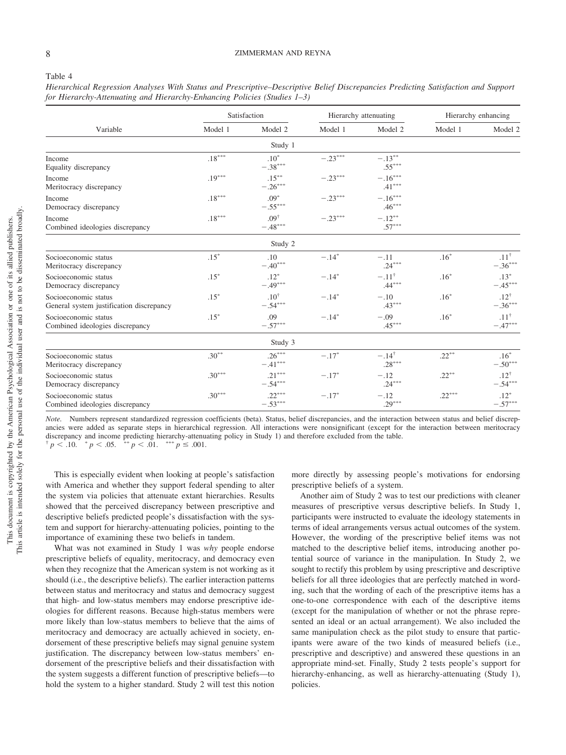Table 4

*Hierarchical Regression Analyses With Status and Prescriptive–Descriptive Belief Discrepancies Predicting Satisfaction and Support for Hierarchy-Attenuating and Hierarchy-Enhancing Policies (Studies 1–3)*

| Variable | Satisfaction | | Hierarchy attenuating | | Hierarchy enhancing | |
|---|---|---|---|---|---|---|
| | Model 1 | Model 2 | Model 1 | Model 2 | Model 1 | Model 2 |
| **Study 1** | | | | | | |
| Income | $.18^{***}$ | $.10^{*}$ | $-.23^{***}$ | $-.13^{**}$ | | |
| Equality discrepancy | | $-.38^{***}$ | | $.55^{***}$ | | |
| Income | $.19^{***}$ | $.15^{**}$ | $-.23^{***}$ | $-.16^{***}$ | | |
| Meritocracy discrepancy | | $-.26^{***}$ | | $.41^{***}$ | | |
| Income | $.18^{***}$ | $.09^{*}$ | $-.23^{***}$ | $-.16^{***}$ | | |
| Democracy discrepancy | | $-.55^{***}$ | | $.46^{***}$ | | |
| Income | $.18^{***}$ | $.09^{\dagger}$ | $-.23^{***}$ | $-.12^{**}$ | | |
| Combined ideologies discrepancy | | $-.48^{***}$ | | $.57^{***}$ | | |
| **Study 2** | | | | | | |
| Socioeconomic status | $.15^{*}$ | $.10$ | $-.14^{*}$ | $-.11$ | $.16^{*}$ | $.11^{\dagger}$ |
| Meritocracy discrepancy | | $-.40^{***}$ | | $.24^{***}$ | | $-.36^{***}$ |
| Socioeconomic status | $.15^{*}$ | $.12^{*}$ | $-.14^{*}$ | $-.11^{\dagger}$ | $.16^{*}$ | $.13^{*}$ |
| Democracy discrepancy | | $-.49^{***}$ | | $.44^{***}$ | | $-.45^{***}$ |
| Socioeconomic status | $.15^{*}$ | $.10^{\dagger}$ | $-.14^{*}$ | $-.10$ | $.16^{*}$ | $.12^{\dagger}$ |
| General system justification discrepancy | | $-.54^{***}$ | | $.43^{***}$ | | $-.36^{***}$ |
| Socioeconomic status | $.15^{*}$ | $.09$ | $-.14^{*}$ | $-.09$ | $.16^{*}$ | $.11^{\dagger}$ |
| Combined ideologies discrepancy | | $-.57^{***}$ | | $.45^{***}$ | | $-.47^{***}$ |
| **Study 3** | | | | | | |
| Socioeconomic status | $.30^{**}$ | $.26^{***}$ | $-.17^{*}$ | $-.14^{\dagger}$ | $.22^{**}$ | $.16^{*}$ |
| Meritocracy discrepancy | | $-.41^{***}$ | | $.28^{***}$ | | $-.50^{***}$ |
| Socioeconomic status | $.30^{***}$ | $.21^{***}$ | $-.17^{*}$ | $-.12$ | $.22^{**}$ | $.12^{\dagger}$ |
| Democracy discrepancy | | $-.54^{***}$ | | $.24^{***}$ | | $-.54^{***}$ |
| Socioeconomic status | $.30^{***}$ | $.22^{***}$ | $-.17^{*}$ | $-.12$ | $.22^{***}$ | $.12^{*}$ |
| Combined ideologies discrepancy | | $-.53^{***}$ | | $.29^{***}$ | | $-.57^{***}$ |

*Note.* Numbers represent standardized regression coefficients (beta). Status, belief discrepancies, and the interaction between status and belief discrepancies were added as separate steps in hierarchical regression. All interactions were nonsignificant (except for the interaction between meritocracy discrepancy and income predicting hierarchy-attenuating policy in Study 1) and therefore excluded from the table.
$^{\dagger}p < .10$. $^{*}p < .05$. $^{**}p < .01$. $^{***}p \leq .001$.

This is especially evident when looking at people's satisfaction with America and whether they support federal spending to alter the system via policies that attenuate extant hierarchies. Results showed that the perceived discrepancy between prescriptive and descriptive beliefs predicted people's dissatisfaction with the system and support for hierarchy-attenuating policies, pointing to the importance of examining these two beliefs in tandem.

What was not examined in Study 1 was *why* people endorse prescriptive beliefs of equality, meritocracy, and democracy even when they recognize that the American system is not working as it should (i.e., the descriptive beliefs). The earlier interaction patterns between status and meritocracy and status and democracy suggest that high- and low-status members may endorse prescriptive ideologies for different reasons. Because high-status members were more likely than low-status members to believe that the aims of meritocracy and democracy are actually achieved in society, endorsement of these prescriptive beliefs may signal genuine system justification. The discrepancy between low-status members' endorsement of the prescriptive beliefs and their dissatisfaction with the system suggests a different function of prescriptive beliefs—to hold the system to a higher standard. Study 2 will test this notion more directly by assessing people's motivations for endorsing prescriptive beliefs of a system.

Another aim of Study 2 was to test our predictions with cleaner measures of prescriptive versus descriptive beliefs. In Study 1, participants were instructed to evaluate the ideology statements in terms of ideal arrangements versus actual outcomes of the system. However, the wording of the prescriptive belief items was not matched to the descriptive belief items, introducing another potential source of variance in the manipulation. In Study 2, we sought to rectify this problem by using prescriptive and descriptive beliefs for all three ideologies that are perfectly matched in wording, such that the wording of each of the prescriptive items has a one-to-one correspondence with each of the descriptive items (except for the manipulation of whether or not the phrase represented an ideal or an actual arrangement). We also included the same manipulation check as the pilot study to ensure that participants were aware of the two kinds of measured beliefs (i.e., prescriptive and descriptive) and answered these questions in an appropriate mind-set. Finally, Study 2 tests people's support for hierarchy-enhancing, as well as hierarchy-attenuating (Study 1), policies.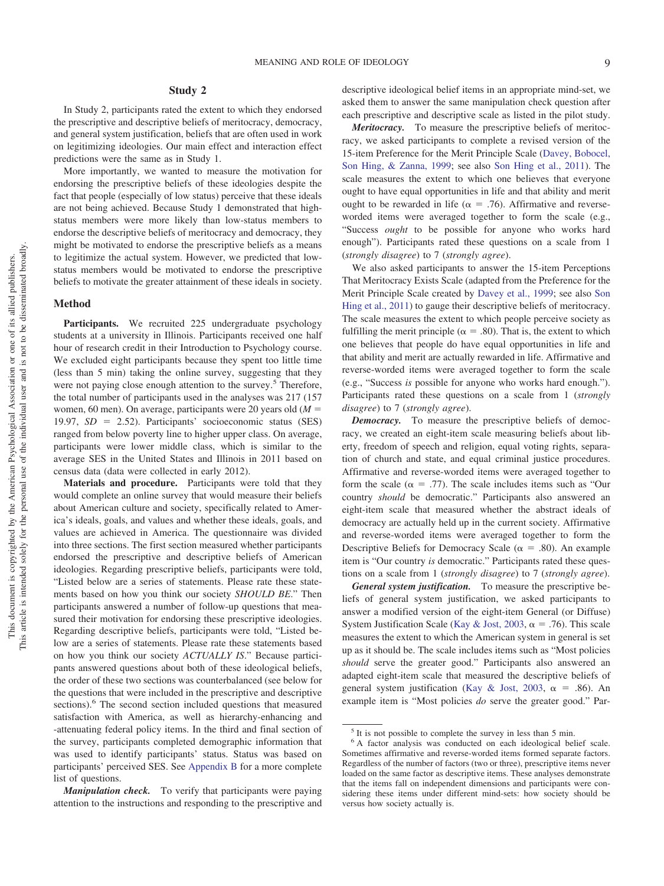## Study 2

In Study 2, participants rated the extent to which they endorsed the prescriptive and descriptive beliefs of meritocracy, democracy, and general system justification, beliefs that are often used in work on legitimizing ideologies. Our main effect and interaction effect predictions were the same as in Study 1.

More importantly, we wanted to measure the motivation for endorsing the prescriptive beliefs of these ideologies despite the fact that people (especially of low status) perceive that these ideals are not being achieved. Because Study 1 demonstrated that high-status members were more likely than low-status members to endorse the descriptive beliefs of meritocracy and democracy, they might be motivated to endorse the prescriptive beliefs as a means to legitimize the actual system. However, we predicted that low-status members would be motivated to endorse the prescriptive beliefs to motivate the greater attainment of these ideals in society.

### Method

**Participants.** We recruited 225 undergraduate psychology students at a university in Illinois. Participants received one half hour of research credit in their Introduction to Psychology course. We excluded eight participants because they spent too little time (less than 5 min) taking the online survey, suggesting that they were not paying close enough attention to the survey.[5] Therefore, the total number of participants used in the analyses was 217 (157 women, 60 men). On average, participants were 20 years old ($M$ = 19.97, $SD$ = 2.52). Participants' socioeconomic status (SES) ranged from below poverty line to higher upper class. On average, participants were lower middle class, which is similar to the average SES in the United States and Illinois in 2011 based on census data (data were collected in early 2012).

**Materials and procedure.** Participants were told that they would complete an online survey that would measure their beliefs about American culture and society, specifically related to America's ideals, goals, and values and whether these ideals, goals, and values are achieved in America. The questionnaire was divided into three sections. The first section measured whether participants endorsed the prescriptive and descriptive beliefs of American ideologies. Regarding prescriptive beliefs, participants were told, "Listed below are a series of statements. Please rate these statements based on how you think our society *SHOULD BE*." Then participants answered a number of follow-up questions that measured their motivation for endorsing these prescriptive ideologies. Regarding descriptive beliefs, participants were told, "Listed below are a series of statements. Please rate these statements based on how you think our society *ACTUALLY IS*." Because participants answered questions about both of these ideological beliefs, the order of these two sections was counterbalanced (see below for the questions that were included in the prescriptive and descriptive sections).[6] The second section included questions that measured satisfaction with America, as well as hierarchy-enhancing and -attenuating federal policy items. In the third and final section of the survey, participants completed demographic information that was used to identify participants' status. Status was based on participants' perceived SES. See Appendix B for a more complete list of questions.

***Manipulation check.*** To verify that participants were paying attention to the instructions and responding to the prescriptive and descriptive ideological belief items in an appropriate mind-set, we asked them to answer the same manipulation check question after each prescriptive and descriptive scale as listed in the pilot study.

***Meritocracy.*** To measure the prescriptive beliefs of meritocracy, we asked participants to complete a revised version of the 15-item Preference for the Merit Principle Scale (Davey, Bobocel, Son Hing, & Zanna, 1999; see also Son Hing et al., 2011). The scale measures the extent to which one believes that everyone ought to have equal opportunities in life and that ability and merit ought to be rewarded in life ($\alpha$ = .76). Affirmative and reverse-worded items were averaged together to form the scale (e.g., "Success *ought* to be possible for anyone who works hard enough"). Participants rated these questions on a scale from 1 (*strongly disagree*) to 7 (*strongly agree*).

We also asked participants to answer the 15-item Perceptions That Meritocracy Exists Scale (adapted from the Preference for the Merit Principle Scale created by Davey et al., 1999; see also Son Hing et al., 2011) to gauge their descriptive beliefs of meritocracy. The scale measures the extent to which people perceive society as fulfilling the merit principle ($\alpha$ = .80). That is, the extent to which one believes that people do have equal opportunities in life and that ability and merit are actually rewarded in life. Affirmative and reverse-worded items were averaged together to form the scale (e.g., "Success *is* possible for anyone who works hard enough."). Participants rated these questions on a scale from 1 (*strongly disagree*) to 7 (*strongly agree*).

***Democracy.*** To measure the prescriptive beliefs of democracy, we created an eight-item scale measuring beliefs about liberty, freedom of speech and religion, equal voting rights, separation of church and state, and equal criminal justice procedures. Affirmative and reverse-worded items were averaged together to form the scale ($\alpha$ = .77). The scale includes items such as "Our country *should* be democratic." Participants also answered an eight-item scale that measured whether the abstract ideals of democracy are actually held up in the current society. Affirmative and reverse-worded items were averaged together to form the Descriptive Beliefs for Democracy Scale ($\alpha$ = .80). An example item is "Our country *is* democratic." Participants rated these questions on a scale from 1 (*strongly disagree*) to 7 (*strongly agree*).

***General system justification.*** To measure the prescriptive beliefs of general system justification, we asked participants to answer a modified version of the eight-item General (or Diffuse) System Justification Scale (Kay & Jost, 2003, $\alpha$ = .76). This scale measures the extent to which the American system in general is set up as it should be. The scale includes items such as "Most policies *should* serve the greater good." Participants also answered an adapted eight-item scale that measured the descriptive beliefs of general system justification (Kay & Jost, 2003, $\alpha$ = .86). An example item is "Most policies *do* serve the greater good." Par-

---

[5] It is not possible to complete the survey in less than 5 min.

[6] A factor analysis was conducted on each ideological belief scale. Sometimes affirmative and reverse-worded items formed separate factors. Regardless of the number of factors (two or three), prescriptive items never loaded on the same factor as descriptive items. These analyses demonstrate that the items fall on independent dimensions and participants were considering these items under different mind-sets: how society should be versus how society actually is.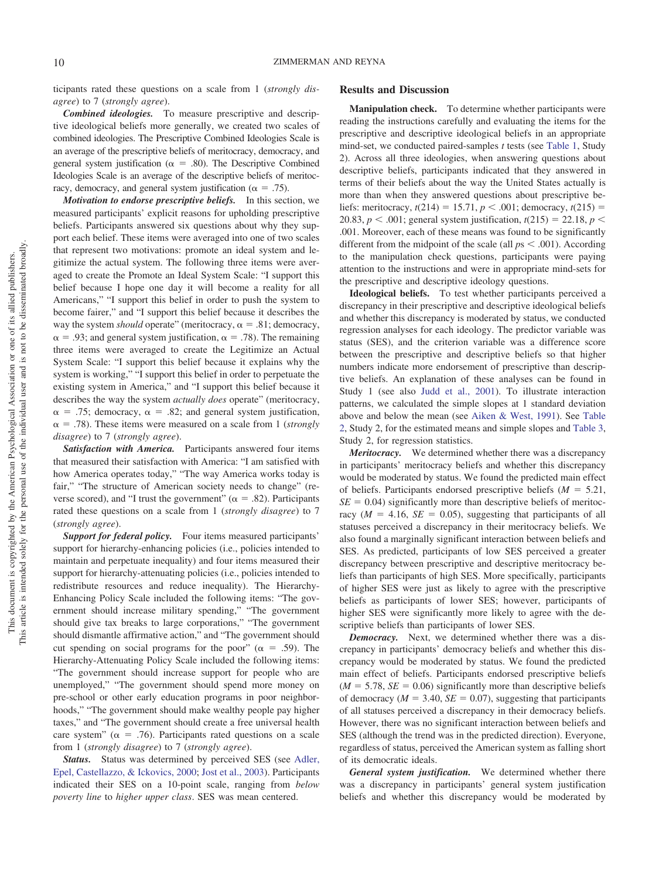ticipants rated these questions on a scale from 1 (*strongly disagree*) to 7 (*strongly agree*).

***Combined ideologies.*** To measure prescriptive and descriptive ideological beliefs more generally, we created two scales of combined ideologies. The Prescriptive Combined Ideologies Scale is an average of the prescriptive beliefs of meritocracy, democracy, and general system justification ($\alpha = .80$). The Descriptive Combined Ideologies Scale is an average of the descriptive beliefs of meritocracy, democracy, and general system justification ($\alpha = .75$).

***Motivation to endorse prescriptive beliefs.*** In this section, we measured participants' explicit reasons for upholding prescriptive beliefs. Participants answered six questions about why they support each belief. These items were averaged into one of two scales that represent two motivations: promote an ideal system and legitimize the actual system. The following three items were averaged to create the Promote an Ideal System Scale: "I support this belief because I hope one day it will become a reality for all Americans," "I support this belief in order to push the system to become fairer," and "I support this belief because it describes the way the system *should* operate" (meritocracy, $\alpha = .81$; democracy, $\alpha = .93$; and general system justification, $\alpha = .78$). The remaining three items were averaged to create the Legitimize an Actual System Scale: "I support this belief because it explains why the system is working," "I support this belief in order to perpetuate the existing system in America," and "I support this belief because it describes the way the system *actually does* operate" (meritocracy, $\alpha = .75$; democracy, $\alpha = .82$; and general system justification, $\alpha = .78$). These items were measured on a scale from 1 (*strongly disagree*) to 7 (*strongly agree*).

***Satisfaction with America.*** Participants answered four items that measured their satisfaction with America: "I am satisfied with how America operates today," "The way America works today is fair," "The structure of American society needs to change" (reverse scored), and "I trust the government" ($\alpha = .82$). Participants rated these questions on a scale from 1 (*strongly disagree*) to 7 (*strongly agree*).

***Support for federal policy.*** Four items measured participants' support for hierarchy-enhancing policies (i.e., policies intended to maintain and perpetuate inequality) and four items measured their support for hierarchy-attenuating policies (i.e., policies intended to redistribute resources and reduce inequality). The Hierarchy-Enhancing Policy Scale included the following items: "The government should increase military spending," "The government should give tax breaks to large corporations," "The government should dismantle affirmative action," and "The government should cut spending on social programs for the poor" ($\alpha = .59$). The Hierarchy-Attenuating Policy Scale included the following items: "The government should increase support for people who are unemployed," "The government should spend more money on pre-school or other early education programs in poor neighborhoods," "The government should make wealthy people pay higher taxes," and "The government should create a free universal health care system" ($\alpha = .76$). Participants rated questions on a scale from 1 (*strongly disagree*) to 7 (*strongly agree*).

***Status.*** Status was determined by perceived SES (see Adler, Epel, Castellazzo, & Ickovics, 2000; Jost et al., 2003). Participants indicated their SES on a 10-point scale, ranging from *below poverty line* to *higher upper class*. SES was mean centered.

## Results and Discussion

**Manipulation check.** To determine whether participants were reading the instructions carefully and evaluating the items for the prescriptive and descriptive ideological beliefs in an appropriate mind-set, we conducted paired-samples *t* tests (see Table 1, Study 2). Across all three ideologies, when answering questions about descriptive beliefs, participants indicated that they answered in terms of their beliefs about the way the United States actually is more than when they answered questions about prescriptive beliefs: meritocracy, $t(214) = 15.71$, $p < .001$; democracy, $t(215) = 20.83$, $p < .001$; general system justification, $t(215) = 22.18$, $p < .001$. Moreover, each of these means was found to be significantly different from the midpoint of the scale (all $ps < .001$). According to the manipulation check questions, participants were paying attention to the instructions and were in appropriate mind-sets for the prescriptive and descriptive ideology questions.

**Ideological beliefs.** To test whether participants perceived a discrepancy in their prescriptive and descriptive ideological beliefs and whether this discrepancy is moderated by status, we conducted regression analyses for each ideology. The predictor variable was status (SES), and the criterion variable was a difference score between the prescriptive and descriptive beliefs so that higher numbers indicate more endorsement of prescriptive than descriptive beliefs. An explanation of these analyses can be found in Study 1 (see also Judd et al., 2001). To illustrate interaction patterns, we calculated the simple slopes at 1 standard deviation above and below the mean (see Aiken & West, 1991). See Table 2, Study 2, for the estimated means and simple slopes and Table 3, Study 2, for regression statistics.

***Meritocracy.*** We determined whether there was a discrepancy in participants' meritocracy beliefs and whether this discrepancy would be moderated by status. We found the predicted main effect of beliefs. Participants endorsed prescriptive beliefs ($M = 5.21$, $SE = 0.04$) significantly more than descriptive beliefs of meritocracy ($M = 4.16$, $SE = 0.05$), suggesting that participants of all statuses perceived a discrepancy in their meritocracy beliefs. We also found a marginally significant interaction between beliefs and SES. As predicted, participants of low SES perceived a greater discrepancy between prescriptive and descriptive meritocracy beliefs than participants of high SES. More specifically, participants of higher SES were just as likely to agree with the prescriptive beliefs as participants of lower SES; however, participants of higher SES were significantly more likely to agree with the descriptive beliefs than participants of lower SES.

***Democracy.*** Next, we determined whether there was a discrepancy in participants' democracy beliefs and whether this discrepancy would be moderated by status. We found the predicted main effect of beliefs. Participants endorsed prescriptive beliefs ($M = 5.78$, $SE = 0.06$) significantly more than descriptive beliefs of democracy ($M = 3.40$, $SE = 0.07$), suggesting that participants of all statuses perceived a discrepancy in their democracy beliefs. However, there was no significant interaction between beliefs and SES (although the trend was in the predicted direction). Everyone, regardless of status, perceived the American system as falling short of its democratic ideals.

***General system justification.*** We determined whether there was a discrepancy in participants' general system justification beliefs and whether this discrepancy would be moderated by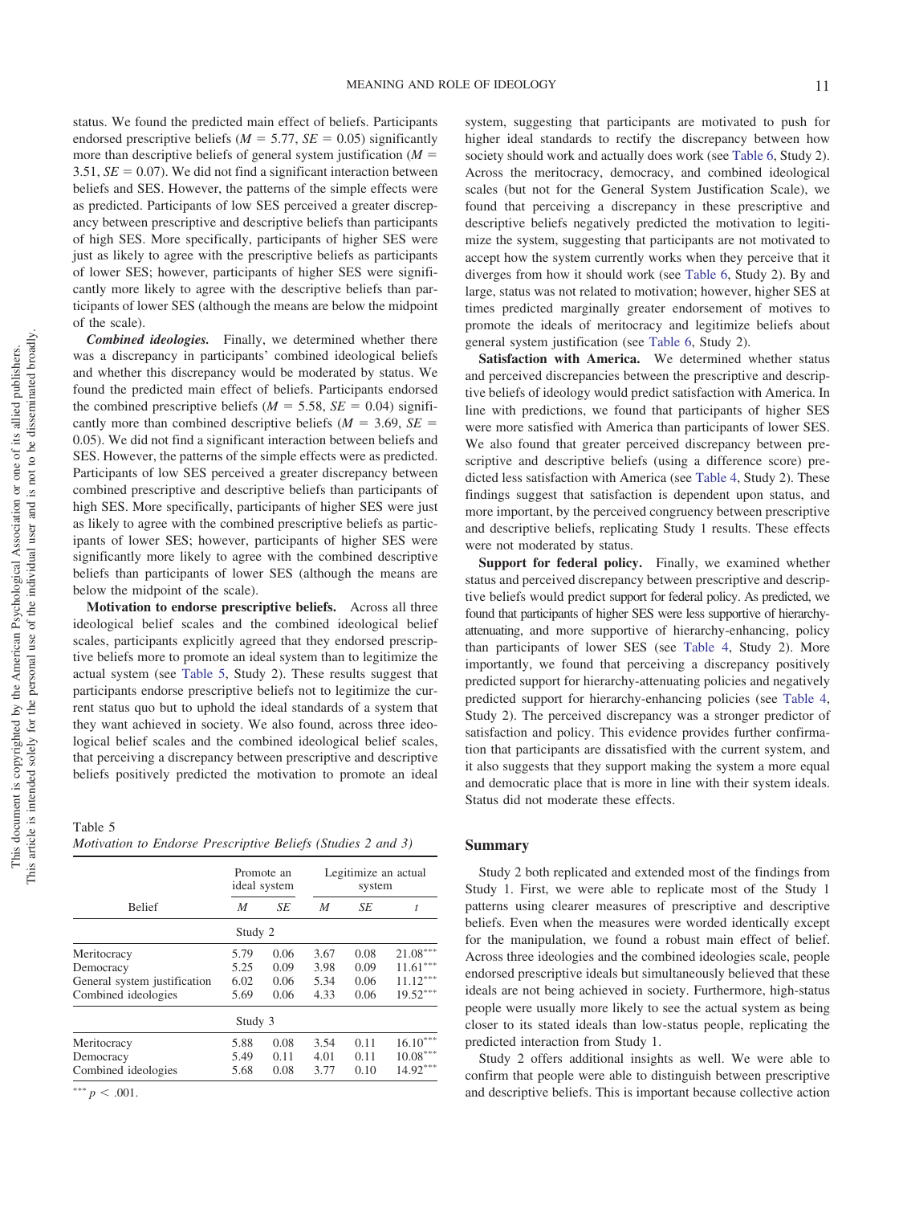status. We found the predicted main effect of beliefs. Participants endorsed prescriptive beliefs ($M = 5.77$, $SE = 0.05$) significantly more than descriptive beliefs of general system justification ($M = 3.51$, $SE = 0.07$). We did not find a significant interaction between beliefs and SES. However, the patterns of the simple effects were as predicted. Participants of low SES perceived a greater discrepancy between prescriptive and descriptive beliefs than participants of high SES. More specifically, participants of higher SES were just as likely to agree with the prescriptive beliefs as participants of lower SES; however, participants of higher SES were significantly more likely to agree with the descriptive beliefs than participants of lower SES (although the means are below the midpoint of the scale).

***Combined ideologies.*** Finally, we determined whether there was a discrepancy in participants' combined ideological beliefs and whether this discrepancy would be moderated by status. We found the predicted main effect of beliefs. Participants endorsed the combined prescriptive beliefs ($M = 5.58$, $SE = 0.04$) significantly more than combined descriptive beliefs ($M = 3.69$, $SE = 0.05$). We did not find a significant interaction between beliefs and SES. However, the patterns of the simple effects were as predicted. Participants of low SES perceived a greater discrepancy between combined prescriptive and descriptive beliefs than participants of high SES. More specifically, participants of higher SES were just as likely to agree with the combined prescriptive beliefs as participants of lower SES; however, participants of higher SES were significantly more likely to agree with the combined descriptive beliefs than participants of lower SES (although the means are below the midpoint of the scale).

**Motivation to endorse prescriptive beliefs.** Across all three ideological belief scales and the combined ideological belief scales, participants explicitly agreed that they endorsed prescriptive beliefs more to promote an ideal system than to legitimize the actual system (see Table 5, Study 2). These results suggest that participants endorse prescriptive beliefs not to legitimize the current status quo but to uphold the ideal standards of a system that they want achieved in society. We also found, across three ideological belief scales and the combined ideological belief scales, that perceiving a discrepancy between prescriptive and descriptive beliefs positively predicted the motivation to promote an ideal system, suggesting that participants are motivated to push for higher ideal standards to rectify the discrepancy between how society should work and actually does work (see Table 6, Study 2). Across the meritocracy, democracy, and combined ideological scales (but not for the General System Justification Scale), we found that perceiving a discrepancy in these prescriptive and descriptive beliefs negatively predicted the motivation to legitimize the system, suggesting that participants are not motivated to accept how the system currently works when they perceive that it diverges from how it should work (see Table 6, Study 2). By and large, status was not related to motivation; however, higher SES at times predicted marginally greater endorsement of motives to promote the ideals of meritocracy and legitimize beliefs about general system justification (see Table 6, Study 2).

**Satisfaction with America.** We determined whether status and perceived discrepancies between the prescriptive and descriptive beliefs of ideology would predict satisfaction with America. In line with predictions, we found that participants of higher SES were more satisfied with America than participants of lower SES. We also found that greater perceived discrepancy between prescriptive and descriptive beliefs (using a difference score) predicted less satisfaction with America (see Table 4, Study 2). These findings suggest that satisfaction is dependent upon status, and more important, by the perceived congruency between prescriptive and descriptive beliefs, replicating Study 1 results. These effects were not moderated by status.

**Support for federal policy.** Finally, we examined whether status and perceived discrepancy between prescriptive and descriptive beliefs would predict support for federal policy. As predicted, we found that participants of higher SES were less supportive of hierarchy-attenuating, and more supportive of hierarchy-enhancing, policy than participants of lower SES (see Table 4, Study 2). More importantly, we found that perceiving a discrepancy positively predicted support for hierarchy-attenuating policies and negatively predicted support for hierarchy-enhancing policies (see Table 4, Study 2). The perceived discrepancy was a stronger predictor of satisfaction and policy. This evidence provides further confirmation that participants are dissatisfied with the current system, and it also suggests that they support making the system a more equal and democratic place that is more in line with their system ideals. Status did not moderate these effects.

Table 5
*Motivation to Endorse Prescriptive Beliefs (Studies 2 and 3)*

| Belief | Promote an ideal system | | Legitimize an actual system | | |
|---|---|---|---|---|---|
| | $M$ | $SE$ | $M$ | $SE$ | $t$ |
| Study 2 | | | | | |
| Meritocracy | 5.79 | 0.06 | 3.67 | 0.08 | 21.08*** |
| Democracy | 5.25 | 0.09 | 3.98 | 0.09 | 11.61*** |
| General system justification | 6.02 | 0.06 | 5.34 | 0.06 | 11.12*** |
| Combined ideologies | 5.69 | 0.06 | 4.33 | 0.06 | 19.52*** |
| Study 3 | | | | | |
| Meritocracy | 5.88 | 0.08 | 3.54 | 0.11 | 16.10*** |
| Democracy | 5.49 | 0.11 | 4.01 | 0.11 | 10.08*** |
| Combined ideologies | 5.68 | 0.08 | 3.77 | 0.10 | 14.92*** |

*** $p < .001$.

## Summary

Study 2 both replicated and extended most of the findings from Study 1. First, we were able to replicate most of the Study 1 patterns using clearer measures of prescriptive and descriptive beliefs. Even when the measures were worded identically except for the manipulation, we found a robust main effect of belief. Across three ideologies and the combined ideologies scale, people endorsed prescriptive ideals but simultaneously believed that these ideals are not being achieved in society. Furthermore, high-status people were usually more likely to see the actual system as being closer to its stated ideals than low-status people, replicating the predicted interaction from Study 1.

Study 2 offers additional insights as well. We were able to confirm that people were able to distinguish between prescriptive and descriptive beliefs. This is important because collective action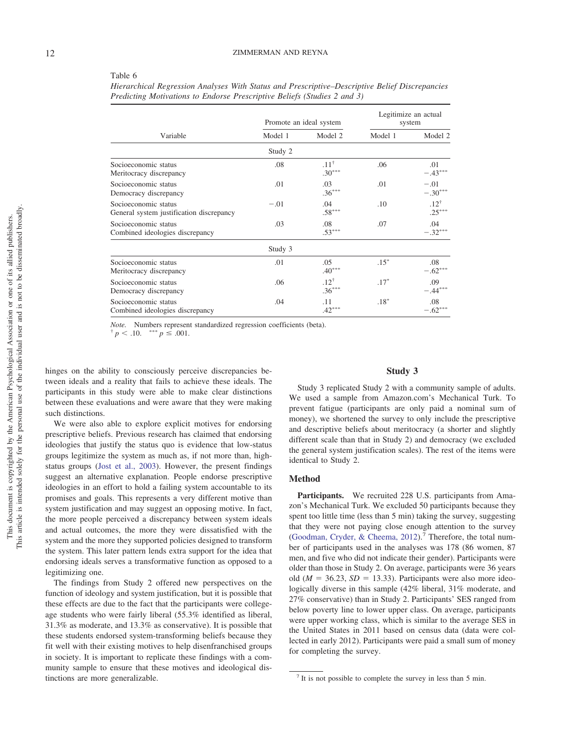Table 6

*Hierarchical Regression Analyses With Status and Prescriptive–Descriptive Belief Discrepancies Predicting Motivations to Endorse Prescriptive Beliefs (Studies 2 and 3)*

| Variable | Promote an ideal system | | Legitimize an actual system | |
|---|---|---|---|---|
| | Model 1 | Model 2 | Model 1 | Model 2 |
| **Study 2** | | | | |
| Socioeconomic status | .08 | $.11^{\dagger}$ | .06 | .01 |
| Meritocracy discrepancy | | $.30^{***}$ | | $-.43^{***}$ |
| Socioeconomic status | .01 | .03 | .01 | −.01 |
| Democracy discrepancy | | $.36^{***}$ | | $-.30^{***}$ |
| Socioeconomic status | −.01 | .04 | .10 | $.12^{\dagger}$ |
| General system justification discrepancy | | $.58^{***}$ | | $.25^{***}$ |
| Socioeconomic status | .03 | .08 | .07 | .04 |
| Combined ideologies discrepancy | | $.53^{***}$ | | $-.32^{***}$ |
| **Study 3** | | | | |
| Socioeconomic status | .01 | .05 | $.15^{*}$ | .08 |
| Meritocracy discrepancy | | $.40^{***}$ | | $-.62^{***}$ |
| Socioeconomic status | .06 | $.12^{\dagger}$ | $.17^{*}$ | .09 |
| Democracy discrepancy | | $.36^{***}$ | | $-.44^{***}$ |
| Socioeconomic status | .04 | .11 | $.18^{*}$ | .08 |
| Combined ideologies discrepancy | | $.42^{***}$ | | $-.62^{***}$ |

*Note.* Numbers represent standardized regression coefficients (beta).
$^{\dagger} p < .10.$ $^{***} p \leq .001.$

hinges on the ability to consciously perceive discrepancies between ideals and a reality that fails to achieve these ideals. The participants in this study were able to make clear distinctions between these evaluations and were aware that they were making such distinctions.

We were also able to explore explicit motives for endorsing prescriptive beliefs. Previous research has claimed that endorsing ideologies that justify the status quo is evidence that low-status groups legitimize the system as much as, if not more than, high-status groups (Jost et al., 2003). However, the present findings suggest an alternative explanation. People endorse prescriptive ideologies in an effort to hold a failing system accountable to its promises and goals. This represents a very different motive than system justification and may suggest an opposing motive. In fact, the more people perceived a discrepancy between system ideals and actual outcomes, the more they were dissatisfied with the system and the more they supported policies designed to transform the system. This later pattern lends extra support for the idea that endorsing ideals serves a transformative function as opposed to a legitimizing one.

The findings from Study 2 offered new perspectives on the function of ideology and system justification, but it is possible that these effects are due to the fact that the participants were college-age students who were fairly liberal (55.3% identified as liberal, 31.3% as moderate, and 13.3% as conservative). It is possible that these students endorsed system-transforming beliefs because they fit well with their existing motives to help disenfranchised groups in society. It is important to replicate these findings with a community sample to ensure that these motives and ideological distinctions are more generalizable.

## Study 3

Study 3 replicated Study 2 with a community sample of adults. We used a sample from Amazon.com's Mechanical Turk. To prevent fatigue (participants are only paid a nominal sum of money), we shortened the survey to only include the prescriptive and descriptive beliefs about meritocracy (a shorter and slightly different scale than that in Study 2) and democracy (we excluded the general system justification scales). The rest of the items were identical to Study 2.

### Method

**Participants.** We recruited 228 U.S. participants from Amazon's Mechanical Turk. We excluded 50 participants because they spent too little time (less than 5 min) taking the survey, suggesting that they were not paying close enough attention to the survey (Goodman, Cryder, & Cheema, 2012).[7] Therefore, the total number of participants used in the analyses was 178 (86 women, 87 men, and five who did not indicate their gender). Participants were older than those in Study 2. On average, participants were 36 years old ($M = 36.23$, $SD = 13.33$). Participants were also more ideologically diverse in this sample (42% liberal, 31% moderate, and 27% conservative) than in Study 2. Participants' SES ranged from below poverty line to lower upper class. On average, participants were upper working class, which is similar to the average SES in the United States in 2011 based on census data (data were collected in early 2012). Participants were paid a small sum of money for completing the survey.

[7] It is not possible to complete the survey in less than 5 min.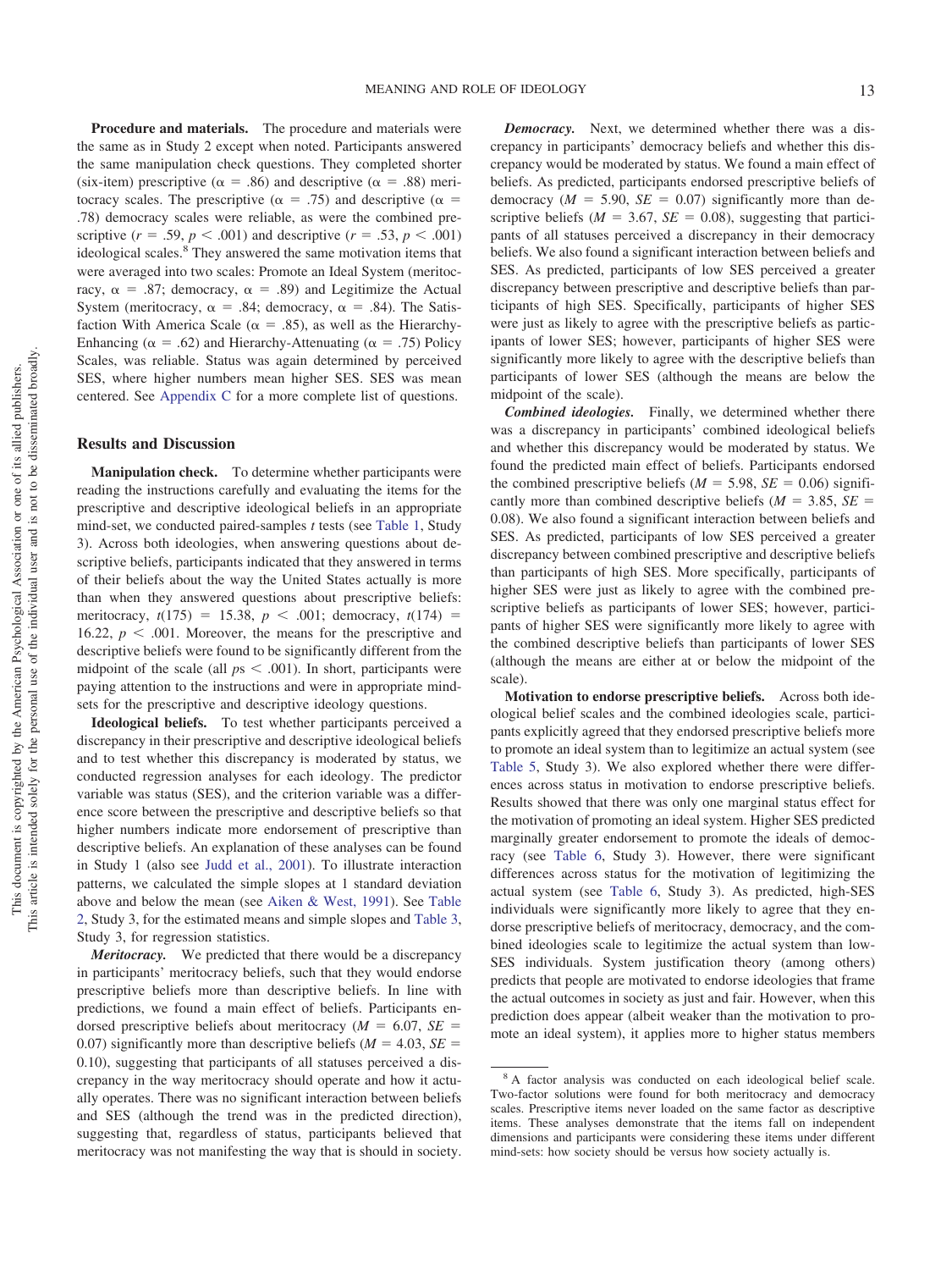**Procedure and materials.** The procedure and materials were the same as in Study 2 except when noted. Participants answered the same manipulation check questions. They completed shorter (six-item) prescriptive ($\alpha = .86$) and descriptive ($\alpha = .88$) meritocracy scales. The prescriptive ($\alpha = .75$) and descriptive ($\alpha = .78$) democracy scales were reliable, as were the combined prescriptive ($r = .59$, $p < .001$) and descriptive ($r = .53$, $p < .001$) ideological scales.[8] They answered the same motivation items that were averaged into two scales: Promote an Ideal System (meritocracy, $\alpha = .87$; democracy, $\alpha = .89$) and Legitimize the Actual System (meritocracy, $\alpha = .84$; democracy, $\alpha = .84$). The Satisfaction With America Scale ($\alpha = .85$), as well as the Hierarchy-Enhancing ($\alpha = .62$) and Hierarchy-Attenuating ($\alpha = .75$) Policy Scales, was reliable. Status was again determined by perceived SES, where higher numbers mean higher SES. SES was mean centered. See Appendix C for a more complete list of questions.

## Results and Discussion

**Manipulation check.** To determine whether participants were reading the instructions carefully and evaluating the items for the prescriptive and descriptive ideological beliefs in an appropriate mindset, we conducted paired-samples *t* tests (see Table 1, Study 3). Across both ideologies, when answering questions about descriptive beliefs, participants indicated that they answered in terms of their beliefs about the way the United States actually is more than when they answered questions about prescriptive beliefs: meritocracy, $t(175) = 15.38$, $p < .001$; democracy, $t(174) = 16.22$, $p < .001$. Moreover, the means for the prescriptive and descriptive beliefs were found to be significantly different from the midpoint of the scale (all $ps < .001$). In short, participants were paying attention to the instructions and were in appropriate mindsets for the prescriptive and descriptive ideology questions.

**Ideological beliefs.** To test whether participants perceived a discrepancy in their prescriptive and descriptive ideological beliefs and to test whether this discrepancy is moderated by status, we conducted regression analyses for each ideology. The predictor variable was status (SES), and the criterion variable was a difference score between the prescriptive and descriptive beliefs so that higher numbers indicate more endorsement of prescriptive than descriptive beliefs. An explanation of these analyses can be found in Study 1 (also see Judd et al., 2001). To illustrate interaction patterns, we calculated the simple slopes at 1 standard deviation above and below the mean (see Aiken & West, 1991). See Table 2, Study 3, for the estimated means and simple slopes and Table 3, Study 3, for regression statistics.

***Meritocracy.*** We predicted that there would be a discrepancy in participants' meritocracy beliefs, such that they would endorse prescriptive beliefs more than descriptive beliefs. In line with predictions, we found a main effect of beliefs. Participants endorsed prescriptive beliefs about meritocracy ($M = 6.07$, $SE = 0.07$) significantly more than descriptive beliefs ($M = 4.03$, $SE = 0.10$), suggesting that participants of all statuses perceived a discrepancy in the way meritocracy should operate and how it actually operates. There was no significant interaction between beliefs and SES (although the trend was in the predicted direction), suggesting that, regardless of status, participants believed that meritocracy was not manifesting the way that is should in society.

***Democracy.*** Next, we determined whether there was a discrepancy in participants' democracy beliefs and whether this discrepancy would be moderated by status. We found a main effect of beliefs. As predicted, participants endorsed prescriptive beliefs of democracy ($M = 5.90$, $SE = 0.07$) significantly more than descriptive beliefs ($M = 3.67$, $SE = 0.08$), suggesting that participants of all statuses perceived a discrepancy in their democracy beliefs. We also found a significant interaction between beliefs and SES. As predicted, participants of low SES perceived a greater discrepancy between prescriptive and descriptive beliefs than participants of high SES. Specifically, participants of higher SES were just as likely to agree with the prescriptive beliefs as participants of lower SES; however, participants of higher SES were significantly more likely to agree with the descriptive beliefs than participants of lower SES (although the means are below the midpoint of the scale).

***Combined ideologies.*** Finally, we determined whether there was a discrepancy in participants' combined ideological beliefs and whether this discrepancy would be moderated by status. We found the predicted main effect of beliefs. Participants endorsed the combined prescriptive beliefs ($M = 5.98$, $SE = 0.06$) significantly more than combined descriptive beliefs ($M = 3.85$, $SE = 0.08$). We also found a significant interaction between beliefs and SES. As predicted, participants of low SES perceived a greater discrepancy between combined prescriptive and descriptive beliefs than participants of high SES. More specifically, participants of higher SES were just as likely to agree with the combined prescriptive beliefs as participants of lower SES; however, participants of higher SES were significantly more likely to agree with the combined descriptive beliefs than participants of lower SES (although the means are either at or below the midpoint of the scale).

**Motivation to endorse prescriptive beliefs.** Across both ideological belief scales and the combined ideologies scale, participants explicitly agreed that they endorsed prescriptive beliefs more to promote an ideal system than to legitimize an actual system (see Table 5, Study 3). We also explored whether there were differences across status in motivation to endorse prescriptive beliefs. Results showed that there was only one marginal status effect for the motivation of promoting an ideal system. Higher SES predicted marginally greater endorsement to promote the ideals of democracy (see Table 6, Study 3). However, there were significant differences across status for the motivation of legitimizing the actual system (see Table 6, Study 3). As predicted, high-SES individuals were significantly more likely to agree that they endorse prescriptive beliefs of meritocracy, democracy, and the combined ideologies scale to legitimize the actual system than low-SES individuals. System justification theory (among others) predicts that people are motivated to endorse ideologies that frame the actual outcomes in society as just and fair. However, when this prediction does appear (albeit weaker than the motivation to promote an ideal system), it applies more to higher status members

[8] A factor analysis was conducted on each ideological belief scale. Two-factor solutions were found for both meritocracy and democracy scales. Prescriptive items never loaded on the same factor as descriptive items. These analyses demonstrate that the items fall on independent dimensions and participants were considering these items under different mind-sets: how society should be versus how society actually is.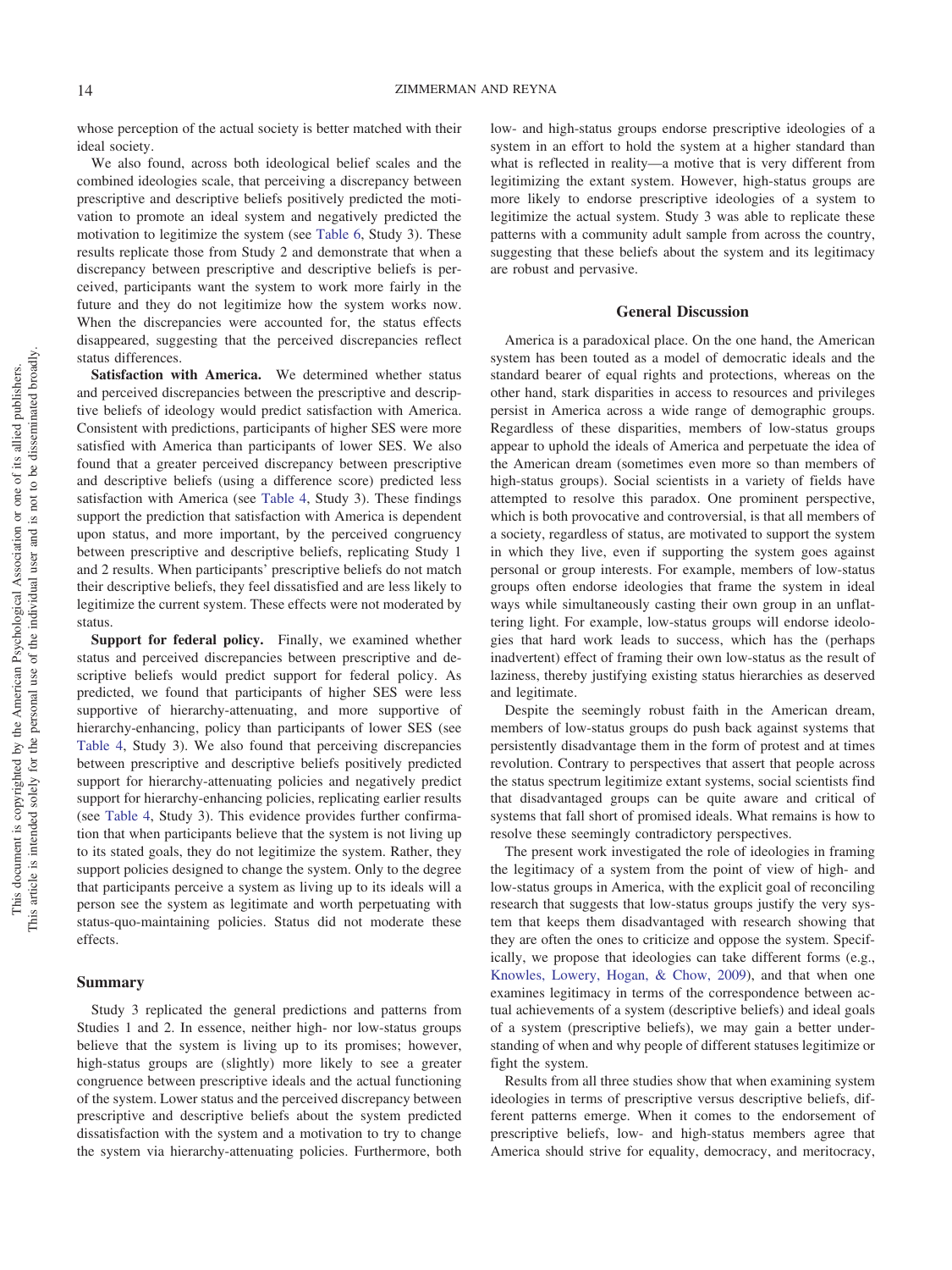whose perception of the actual society is better matched with their ideal society.

We also found, across both ideological belief scales and the combined ideologies scale, that perceiving a discrepancy between prescriptive and descriptive beliefs positively predicted the motivation to promote an ideal system and negatively predicted the motivation to legitimize the system (see Table 6, Study 3). These results replicate those from Study 2 and demonstrate that when a discrepancy between prescriptive and descriptive beliefs is perceived, participants want the system to work more fairly in the future and they do not legitimize how the system works now. When the discrepancies were accounted for, the status effects disappeared, suggesting that the perceived discrepancies reflect status differences.

**Satisfaction with America.** We determined whether status and perceived discrepancies between the prescriptive and descriptive beliefs of ideology would predict satisfaction with America. Consistent with predictions, participants of higher SES were more satisfied with America than participants of lower SES. We also found that a greater perceived discrepancy between prescriptive and descriptive beliefs (using a difference score) predicted less satisfaction with America (see Table 4, Study 3). These findings support the prediction that satisfaction with America is dependent upon status, and more important, by the perceived congruency between prescriptive and descriptive beliefs, replicating Study 1 and 2 results. When participants' prescriptive beliefs do not match their descriptive beliefs, they feel dissatisfied and are less likely to legitimize the current system. These effects were not moderated by status.

**Support for federal policy.** Finally, we examined whether status and perceived discrepancies between prescriptive and descriptive beliefs would predict support for federal policy. As predicted, we found that participants of higher SES were less supportive of hierarchy-attenuating, and more supportive of hierarchy-enhancing, policy than participants of lower SES (see Table 4, Study 3). We also found that perceiving discrepancies between prescriptive and descriptive beliefs positively predicted support for hierarchy-attenuating policies and negatively predict support for hierarchy-enhancing policies, replicating earlier results (see Table 4, Study 3). This evidence provides further confirmation that when participants believe that the system is not living up to its stated goals, they do not legitimize the system. Rather, they support policies designed to change the system. Only to the degree that participants perceive a system as living up to its ideals will a person see the system as legitimate and worth perpetuating with status-quo-maintaining policies. Status did not moderate these effects.

## Summary

Study 3 replicated the general predictions and patterns from Studies 1 and 2. In essence, neither high- nor low-status groups believe that the system is living up to its promises; however, high-status groups are (slightly) more likely to see a greater congruence between prescriptive ideals and the actual functioning of the system. Lower status and the perceived discrepancy between prescriptive and descriptive beliefs about the system predicted dissatisfaction with the system and a motivation to try to change the system via hierarchy-attenuating policies. Furthermore, both low- and high-status groups endorse prescriptive ideologies of a system in an effort to hold the system at a higher standard than what is reflected in reality—a motive that is very different from legitimizing the extant system. However, high-status groups are more likely to endorse prescriptive ideologies of a system to legitimize the actual system. Study 3 was able to replicate these patterns with a community adult sample from across the country, suggesting that these beliefs about the system and its legitimacy are robust and pervasive.

# General Discussion

America is a paradoxical place. On the one hand, the American system has been touted as a model of democratic ideals and the standard bearer of equal rights and protections, whereas on the other hand, stark disparities in access to resources and privileges persist in America across a wide range of demographic groups. Regardless of these disparities, members of low-status groups appear to uphold the ideals of America and perpetuate the idea of the American dream (sometimes even more so than members of high-status groups). Social scientists in a variety of fields have attempted to resolve this paradox. One prominent perspective, which is both provocative and controversial, is that all members of a society, regardless of status, are motivated to support the system in which they live, even if supporting the system goes against personal or group interests. For example, members of low-status groups often endorse ideologies that frame the system in ideal ways while simultaneously casting their own group in an unflattering light. For example, low-status groups will endorse ideologies that hard work leads to success, which has the (perhaps inadvertent) effect of framing their own low-status as the result of laziness, thereby justifying existing status hierarchies as deserved and legitimate.

Despite the seemingly robust faith in the American dream, members of low-status groups do push back against systems that persistently disadvantage them in the form of protest and at times revolution. Contrary to perspectives that assert that people across the status spectrum legitimize extant systems, social scientists find that disadvantaged groups can be quite aware and critical of systems that fall short of promised ideals. What remains is how to resolve these seemingly contradictory perspectives.

The present work investigated the role of ideologies in framing the legitimacy of a system from the point of view of high- and low-status groups in America, with the explicit goal of reconciling research that suggests that low-status groups justify the very system that keeps them disadvantaged with research showing that they are often the ones to criticize and oppose the system. Specifically, we propose that ideologies can take different forms (e.g., Knowles, Lowery, Hogan, & Chow, 2009), and that when one examines legitimacy in terms of the correspondence between actual achievements of a system (descriptive beliefs) and ideal goals of a system (prescriptive beliefs), we may gain a better understanding of when and why people of different statuses legitimize or fight the system.

Results from all three studies show that when examining system ideologies in terms of prescriptive versus descriptive beliefs, different patterns emerge. When it comes to the endorsement of prescriptive beliefs, low- and high-status members agree that America should strive for equality, democracy, and meritocracy,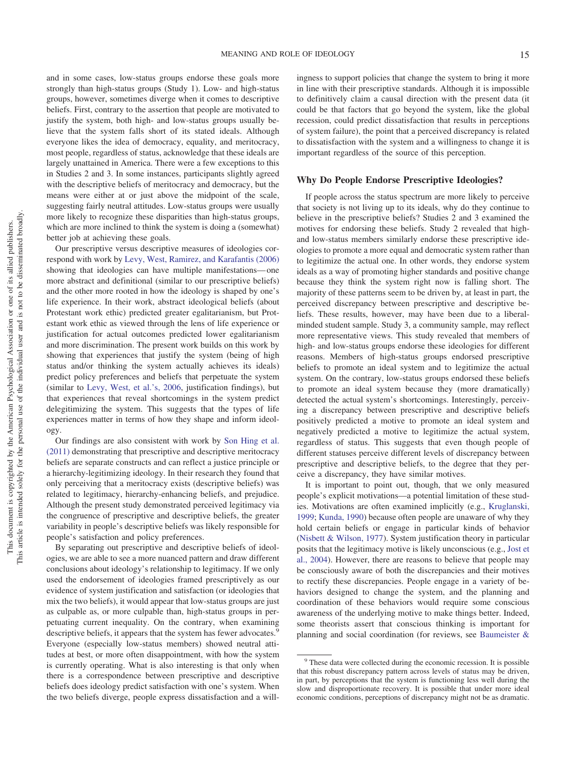and in some cases, low-status groups endorse these goals more strongly than high-status groups (Study 1). Low- and high-status groups, however, sometimes diverge when it comes to descriptive beliefs. First, contrary to the assertion that people are motivated to justify the system, both high- and low-status groups usually believe that the system falls short of its stated ideals. Although everyone likes the idea of democracy, equality, and meritocracy, most people, regardless of status, acknowledge that these ideals are largely unattained in America. There were a few exceptions to this in Studies 2 and 3. In some instances, participants slightly agreed with the descriptive beliefs of meritocracy and democracy, but the means were either at or just above the midpoint of the scale, suggesting fairly neutral attitudes. Low-status groups were usually more likely to recognize these disparities than high-status groups, which are more inclined to think the system is doing a (somewhat) better job at achieving these goals.

Our prescriptive versus descriptive measures of ideologies correspond with work by Levy, West, Ramirez, and Karafantis (2006) showing that ideologies can have multiple manifestations—one more abstract and definitional (similar to our prescriptive beliefs) and the other more rooted in how the ideology is shaped by one's life experience. In their work, abstract ideological beliefs (about Protestant work ethic) predicted greater egalitarianism, but Protestant work ethic as viewed through the lens of life experience or justification for actual outcomes predicted lower egalitarianism and more discrimination. The present work builds on this work by showing that experiences that justify the system (being of high status and/or thinking the system actually achieves its ideals) predict policy preferences and beliefs that perpetuate the system (similar to Levy, West, et al.'s, 2006, justification findings), but that experiences that reveal shortcomings in the system predict delegitimizing the system. This suggests that the types of life experiences matter in terms of how they shape and inform ideology.

Our findings are also consistent with work by Son Hing et al. (2011) demonstrating that prescriptive and descriptive meritocracy beliefs are separate constructs and can reflect a justice principle or a hierarchy-legitimizing ideology. In their research they found that only perceiving that a meritocracy exists (descriptive beliefs) was related to legitimacy, hierarchy-enhancing beliefs, and prejudice. Although the present study demonstrated perceived legitimacy via the congruence of prescriptive and descriptive beliefs, the greater variability in people's descriptive beliefs was likely responsible for people's satisfaction and policy preferences.

By separating out prescriptive and descriptive beliefs of ideologies, we are able to see a more nuanced pattern and draw different conclusions about ideology's relationship to legitimacy. If we only used the endorsement of ideologies framed prescriptively as our evidence of system justification and satisfaction (or ideologies that mix the two beliefs), it would appear that low-status groups are just as culpable as, or more culpable than, high-status groups in perpetuating current inequality. On the contrary, when examining descriptive beliefs, it appears that the system has fewer advocates.[9] Everyone (especially low-status members) showed neutral attitudes at best, or more often disappointment, with how the system is currently operating. What is also interesting is that only when there is a correspondence between prescriptive and descriptive beliefs does ideology predict satisfaction with one's system. When the two beliefs diverge, people express dissatisfaction and a willingness to support policies that change the system to bring it more in line with their prescriptive standards. Although it is impossible to definitively claim a causal direction with the present data (it could be that factors that go beyond the system, like the global recession, could predict dissatisfaction that results in perceptions of system failure), the point that a perceived discrepancy is related to dissatisfaction with the system and a willingness to change it is important regardless of the source of this perception.

## Why Do People Endorse Prescriptive Ideologies?

If people across the status spectrum are more likely to perceive that society is not living up to its ideals, why do they continue to believe in the prescriptive beliefs? Studies 2 and 3 examined the motives for endorsing these beliefs. Study 2 revealed that high- and low-status members similarly endorse these prescriptive ideologies to promote a more equal and democratic system rather than to legitimize the actual one. In other words, they endorse system ideals as a way of promoting higher standards and positive change because they think the system right now is falling short. The majority of these patterns seem to be driven by, at least in part, the perceived discrepancy between prescriptive and descriptive beliefs. These results, however, may have been due to a liberal-minded student sample. Study 3, a community sample, may reflect more representative views. This study revealed that members of high- and low-status groups endorse these ideologies for different reasons. Members of high-status groups endorsed prescriptive beliefs to promote an ideal system and to legitimize the actual system. On the contrary, low-status groups endorsed these beliefs to promote an ideal system because they (more dramatically) detected the actual system's shortcomings. Interestingly, perceiving a discrepancy between prescriptive and descriptive beliefs positively predicted a motive to promote an ideal system and negatively predicted a motive to legitimize the actual system, regardless of status. This suggests that even though people of different statuses perceive different levels of discrepancy between prescriptive and descriptive beliefs, to the degree that they perceive a discrepancy, they have similar motives.

It is important to point out, though, that we only measured people's explicit motivations—a potential limitation of these studies. Motivations are often examined implicitly (e.g., Kruglanski, 1999; Kunda, 1990) because often people are unaware of why they hold certain beliefs or engage in particular kinds of behavior (Nisbett & Wilson, 1977). System justification theory in particular posits that the legitimacy motive is likely unconscious (e.g., Jost et al., 2004). However, there are reasons to believe that people may be consciously aware of both the discrepancies and their motives to rectify these discrepancies. People engage in a variety of behaviors designed to change the system, and the planning and coordination of these behaviors would require some conscious awareness of the underlying motive to make things better. Indeed, some theorists assert that conscious thinking is important for planning and social coordination (for reviews, see Baumeister &

[9] These data were collected during the economic recession. It is possible that this robust discrepancy pattern across levels of status may be driven, in part, by perceptions that the system is functioning less well during the slow and disproportionate recovery. It is possible that under more ideal economic conditions, perceptions of discrepancy might not be as dramatic.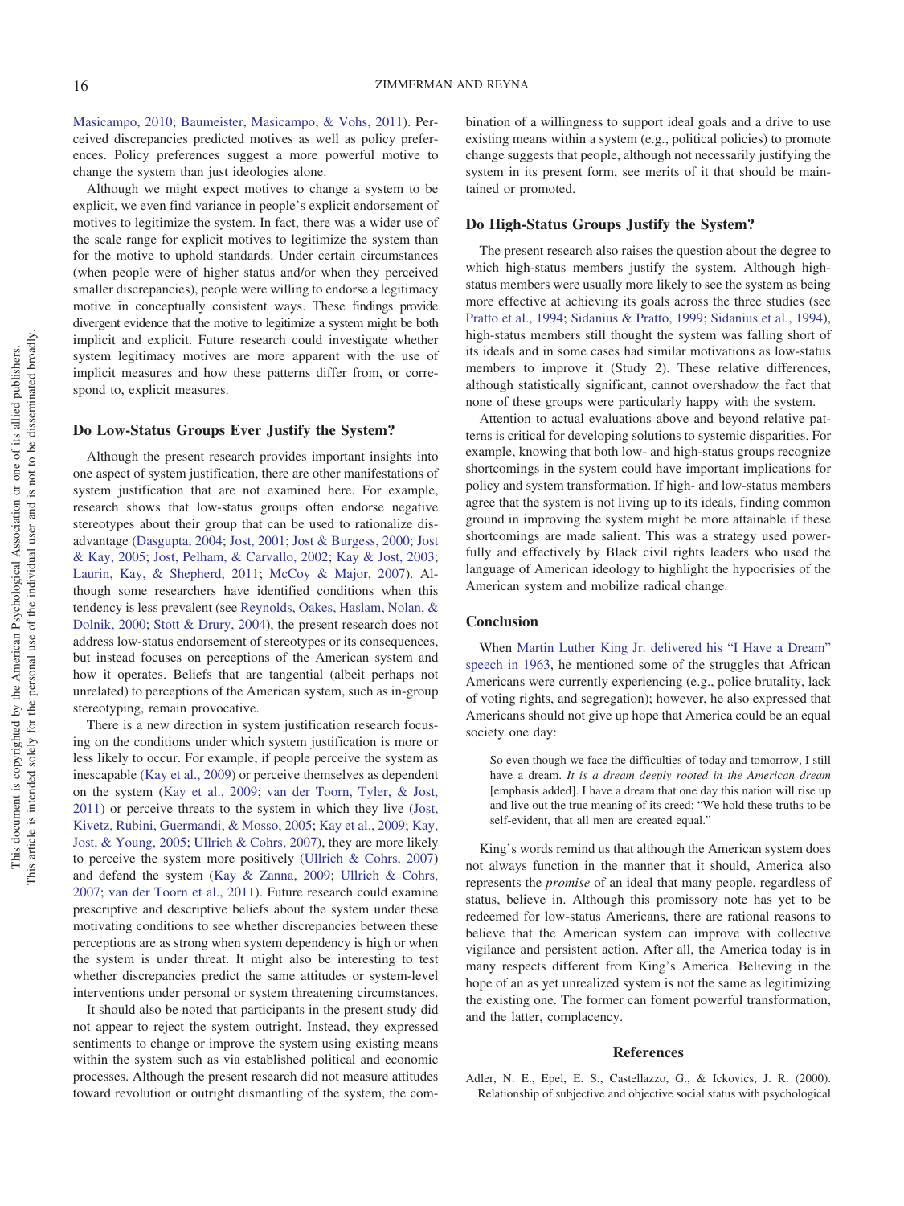Masicampo, 2010; Baumeister, Masicampo, & Vohs, 2011). Perceived discrepancies predicted motives as well as policy preferences. Policy preferences suggest a more powerful motive to change the system than just ideologies alone.

Although we might expect motives to change a system to be explicit, we even find variance in people's explicit endorsement of motives to legitimize the system. In fact, there was a wider use of the scale range for explicit motives to legitimize the system than for the motive to uphold standards. Under certain circumstances (when people were of higher status and/or when they perceived smaller discrepancies), people were willing to endorse a legitimacy motive in conceptually consistent ways. These findings provide divergent evidence that the motive to legitimize a system might be both implicit and explicit. Future research could investigate whether system legitimacy motives are more apparent with the use of implicit measures and how these patterns differ from, or correspond to, explicit measures.

## Do Low-Status Groups Ever Justify the System?

Although the present research provides important insights into one aspect of system justification, there are other manifestations of system justification that are not examined here. For example, research shows that low-status groups often endorse negative stereotypes about their group that can be used to rationalize disadvantage (Dasgupta, 2004; Jost, 2001; Jost & Burgess, 2000; Jost & Kay, 2005; Jost, Pelham, & Carvallo, 2002; Kay & Jost, 2003; Laurin, Kay, & Shepherd, 2011; McCoy & Major, 2007). Although some researchers have identified conditions when this tendency is less prevalent (see Reynolds, Oakes, Haslam, Nolan, & Dolnik, 2000; Stott & Drury, 2004), the present research does not address low-status endorsement of stereotypes or its consequences, but instead focuses on perceptions of the American system and how it operates. Beliefs that are tangential (albeit perhaps not unrelated) to perceptions of the American system, such as in-group stereotyping, remain provocative.

There is a new direction in system justification research focusing on the conditions under which system justification is more or less likely to occur. For example, if people perceive the system as inescapable (Kay et al., 2009) or perceive themselves as dependent on the system (Kay et al., 2009; van der Toorn, Tyler, & Jost, 2011) or perceive threats to the system in which they live (Jost, Kivetz, Rubini, Guermandi, & Mosso, 2005; Kay et al., 2009; Kay, Jost, & Young, 2005; Ullrich & Cohrs, 2007), they are more likely to perceive the system more positively (Ullrich & Cohrs, 2007) and defend the system (Kay & Zanna, 2009; Ullrich & Cohrs, 2007; van der Toorn et al., 2011). Future research could examine prescriptive and descriptive beliefs about the system under these motivating conditions to see whether discrepancies between these perceptions are as strong when system dependency is high or when the system is under threat. It might also be interesting to test whether discrepancies predict the same attitudes or system-level interventions under personal or system threatening circumstances.

It should also be noted that participants in the present study did not appear to reject the system outright. Instead, they expressed sentiments to change or improve the system using existing means within the system such as via established political and economic processes. Although the present research did not measure attitudes toward revolution or outright dismantling of the system, the combination of a willingness to support ideal goals and a drive to use existing means within a system (e.g., political policies) to promote change suggests that people, although not necessarily justifying the system in its present form, see merits of it that should be maintained or promoted.

## Do High-Status Groups Justify the System?

The present research also raises the question about the degree to which high-status members justify the system. Although high-status members were usually more likely to see the system as being more effective at achieving its goals across the three studies (see Pratto et al., 1994; Sidanius & Pratto, 1999; Sidanius et al., 1994), high-status members still thought the system was falling short of its ideals and in some cases had similar motivations as low-status members to improve it (Study 2). These relative differences, although statistically significant, cannot overshadow the fact that none of these groups were particularly happy with the system.

Attention to actual evaluations above and beyond relative patterns is critical for developing solutions to systemic disparities. For example, knowing that both low- and high-status groups recognize shortcomings in the system could have important implications for policy and system transformation. If high- and low-status members agree that the system is not living up to its ideals, finding common ground in improving the system might be more attainable if these shortcomings are made salient. This was a strategy used powerfully and effectively by Black civil rights leaders who used the language of American ideology to highlight the hypocrisies of the American system and mobilize radical change.

## Conclusion

When Martin Luther King Jr. delivered his "I Have a Dream" speech in 1963, he mentioned some of the struggles that African Americans were currently experiencing (e.g., police brutality, lack of voting rights, and segregation); however, he also expressed that Americans should not give up hope that America could be an equal society one day:

> So even though we face the difficulties of today and tomorrow, I still have a dream. *It is a dream deeply rooted in the American dream* [emphasis added]. I have a dream that one day this nation will rise up and live out the true meaning of its creed: "We hold these truths to be self-evident, that all men are created equal."

King's words remind us that although the American system does not always function in the manner that it should, America also represents the *promise* of an ideal that many people, regardless of status, believe in. Although this promissory note has yet to be redeemed for low-status Americans, there are rational reasons to believe that the American system can improve with collective vigilance and persistent action. After all, the America today is in many respects different from King's America. Believing in the hope of an as yet unrealized system is not the same as legitimizing the existing one. The former can foment powerful transformation, and the latter, complacency.

## References

Adler, N. E., Epel, E. S., Castellazzo, G., & Ickovics, J. R. (2000). Relationship of subjective and objective social status with psychological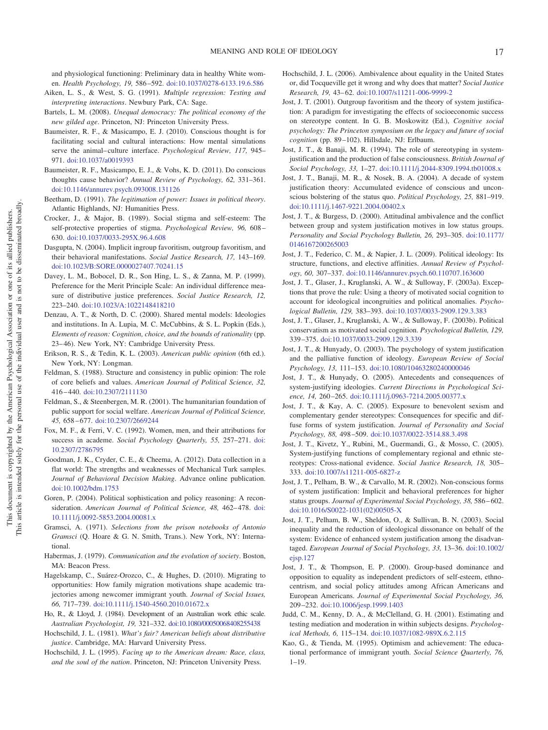and physiological functioning: Preliminary data in healthy White women. *Health Psychology, 19,* 586–592. doi:10.1037/0278-6133.19.6.586

Aiken, L. S., & West, S. G. (1991). *Multiple regression: Testing and interpreting interactions*. Newbury Park, CA: Sage.

Bartels, L. M. (2008). *Unequal democracy: The political economy of the new gilded age*. Princeton, NJ: Princeton University Press.

Baumeister, R. F., & Masicampo, E. J. (2010). Conscious thought is for facilitating social and cultural interactions: How mental simulations serve the animal–culture interface. *Psychological Review, 117,* 945–971. doi:10.1037/a0019393

Baumeister, R. F., Masicampo, E. J., & Vohs, K. D. (2011). Do conscious thoughts cause behavior? *Annual Review of Psychology, 62,* 331–361. doi:10.1146/annurev.psych.093008.131126

Beetham, D. (1991). *The legitimation of power: Issues in political theory*. Atlantic Highlands, NJ: Humanities Press.

Crocker, J., & Major, B. (1989). Social stigma and self-esteem: The self-protective properties of stigma. *Psychological Review, 96,* 608–630. doi:10.1037/0033-295X.96.4.608

Dasgupta, N. (2004). Implicit ingroup favoritism, outgroup favoritism, and their behavioral manifestations. *Social Justice Research, 17,* 143–169. doi:10.1023/B:SORE.0000027407.70241.15

Davey, L. M., Bobocel, D. R., Son Hing, L. S., & Zanna, M. P. (1999). Preference for the Merit Principle Scale: An individual difference measure of distributive justice preferences. *Social Justice Research, 12,* 223–240. doi:10.1023/A:1022148418210

Denzau, A. T., & North, D. C. (2000). Shared mental models: Ideologies and institutions. In A. Lupia, M. C. McCubbins, & S. L. Popkin (Eds.), *Elements of reason: Cognition, choice, and the bounds of rationality* (pp. 23–46). New York, NY: Cambridge University Press.

Erikson, R. S., & Tedin, K. L. (2003). *American public opinion* (6th ed.). New York, NY: Longman.

Feldman, S. (1988). Structure and consistency in public opinion: The role of core beliefs and values. *American Journal of Political Science, 32,* 416–440. doi:10.2307/2111130

Feldman, S., & Steenbergen, M. R. (2001). The humanitarian foundation of public support for social welfare. *American Journal of Political Science, 45,* 658–677. doi:10.2307/2669244

Fox, M. F., & Ferri, V. C. (1992). Women, men, and their attributions for success in academe. *Social Psychology Quarterly, 55,* 257–271. doi:10.2307/2786795

Goodman, J. K., Cryder, C. E., & Cheema, A. (2012). Data collection in a flat world: The strengths and weaknesses of Mechanical Turk samples. *Journal of Behavioral Decision Making*. Advance online publication. doi:10.1002/bdm.1753

Goren, P. (2004). Political sophistication and policy reasoning: A reconsideration. *American Journal of Political Science, 48,* 462–478. doi:10.1111/j.0092-5853.2004.00081.x

Gramsci, A. (1971). *Selections from the prison notebooks of Antonio Gramsci* (Q. Hoare & G. N. Smith, Trans.). New York, NY: International.

Habermas, J. (1979). *Communication and the evolution of society*. Boston, MA: Beacon Press.

Hagelskamp, C., Suárez-Orozco, C., & Hughes, D. (2010). Migrating to opportunities: How family migration motivations shape academic trajectories among newcomer immigrant youth. *Journal of Social Issues, 66,* 717–739. doi:10.1111/j.1540-4560.2010.01672.x

Ho, R., & Lloyd, J. (1984). Development of an Australian work ethic scale. *Australian Psychologist, 19,* 321–332. doi:10.1080/00050068408255438

Hochschild, J. L. (1981). *What's fair? American beliefs about distributive justice*. Cambridge, MA: Harvard University Press.

Hochschild, J. L. (1995). *Facing up to the American dream: Race, class, and the soul of the nation*. Princeton, NJ: Princeton University Press.

Hochschild, J. L. (2006). Ambivalence about equality in the United States or, did Tocqueville get it wrong and why does that matter? *Social Justice Research, 19,* 43–62. doi:10.1007/s11211-006-9999-2

Jost, J. T. (2001). Outgroup favoritism and the theory of system justification: A paradigm for investigating the effects of socioeconomic success on stereotype content. In G. B. Moskowitz (Ed.), *Cognitive social psychology: The Princeton symposium on the legacy and future of social cognition* (pp. 89–102). Hillsdale, NJ: Erlbaum.

Jost, J. T., & Banaji, M. R. (1994). The role of stereotyping in system-justification and the production of false consciousness. *British Journal of Social Psychology, 33,* 1–27. doi:10.1111/j.2044-8309.1994.tb01008.x

Jost, J. T., Banaji, M. R., & Nosek, B. A. (2004). A decade of system justification theory: Accumulated evidence of conscious and unconscious bolstering of the status quo. *Political Psychology, 25,* 881–919. doi:10.1111/j.1467-9221.2004.00402.x

Jost, J. T., & Burgess, D. (2000). Attitudinal ambivalence and the conflict between group and system justification motives in low status groups. *Personality and Social Psychology Bulletin, 26,* 293–305. doi:10.1177/0146167200265003

Jost, J. T., Federico, C. M., & Napier, J. L. (2009). Political ideology: Its structure, functions, and elective affinities. *Annual Review of Psychology, 60,* 307–337. doi:10.1146/annurev.psych.60.110707.163600

Jost, J. T., Glaser, J., Kruglanski, A. W., & Sulloway, F. (2003a). Exceptions that prove the rule: Using a theory of motivated social cognition to account for ideological incongruities and political anomalies. *Psychological Bulletin, 129,* 383–393. doi:10.1037/0033-2909.129.3.383

Jost, J. T., Glaser, J., Kruglanski, A. W., & Sulloway, F. (2003b). Political conservatism as motivated social cognition. *Psychological Bulletin, 129,* 339–375. doi:10.1037/0033-2909.129.3.339

Jost, J. T., & Hunyady, O. (2003). The psychology of system justification and the palliative function of ideology. *European Review of Social Psychology, 13,* 111–153. doi:10.1080/10463280240000046

Jost, J. T., & Hunyady, O. (2005). Antecedents and consequences of system-justifying ideologies. *Current Directions in Psychological Science, 14,* 260–265. doi:10.1111/j.0963-7214.2005.00377.x

Jost, J. T., & Kay, A. C. (2005). Exposure to benevolent sexism and complementary gender stereotypes: Consequences for specific and diffuse forms of system justification. *Journal of Personality and Social Psychology, 88,* 498–509. doi:10.1037/0022-3514.88.3.498

Jost, J. T., Kivetz, Y., Rubini, M., Guermandi, G., & Mosso, C. (2005). System-justifying functions of complementary regional and ethnic stereotypes: Cross-national evidence. *Social Justice Research, 18,* 305–333. doi:10.1007/s11211-005-6827-z

Jost, J. T., Pelham, B. W., & Carvallo, M. R. (2002). Non-conscious forms of system justification: Implicit and behavioral preferences for higher status groups. *Journal of Experimental Social Psychology, 38,* 586–602. doi:10.1016/S0022-1031(02)00505-X

Jost, J. T., Pelham, B. W., Sheldon, O., & Sullivan, B. N. (2003). Social inequality and the reduction of ideological dissonance on behalf of the system: Evidence of enhanced system justification among the disadvantaged. *European Journal of Social Psychology, 33,* 13–36. doi:10.1002/ejsp.127

Jost, J. T., & Thompson, E. P. (2000). Group-based dominance and opposition to equality as independent predictors of self-esteem, ethnocentrism, and social policy attitudes among African Americans and European Americans. *Journal of Experimental Social Psychology, 36,* 209–232. doi:10.1006/jesp.1999.1403

Judd, C. M., Kenny, D. A., & McClelland, G. H. (2001). Estimating and testing mediation and moderation in within subjects designs. *Psychological Methods, 6,* 115–134. doi:10.1037/1082-989X.6.2.115

Kao, G., & Tienda, M. (1995). Optimism and achievement: The educational performance of immigrant youth. *Social Science Quarterly, 76,* 1–19.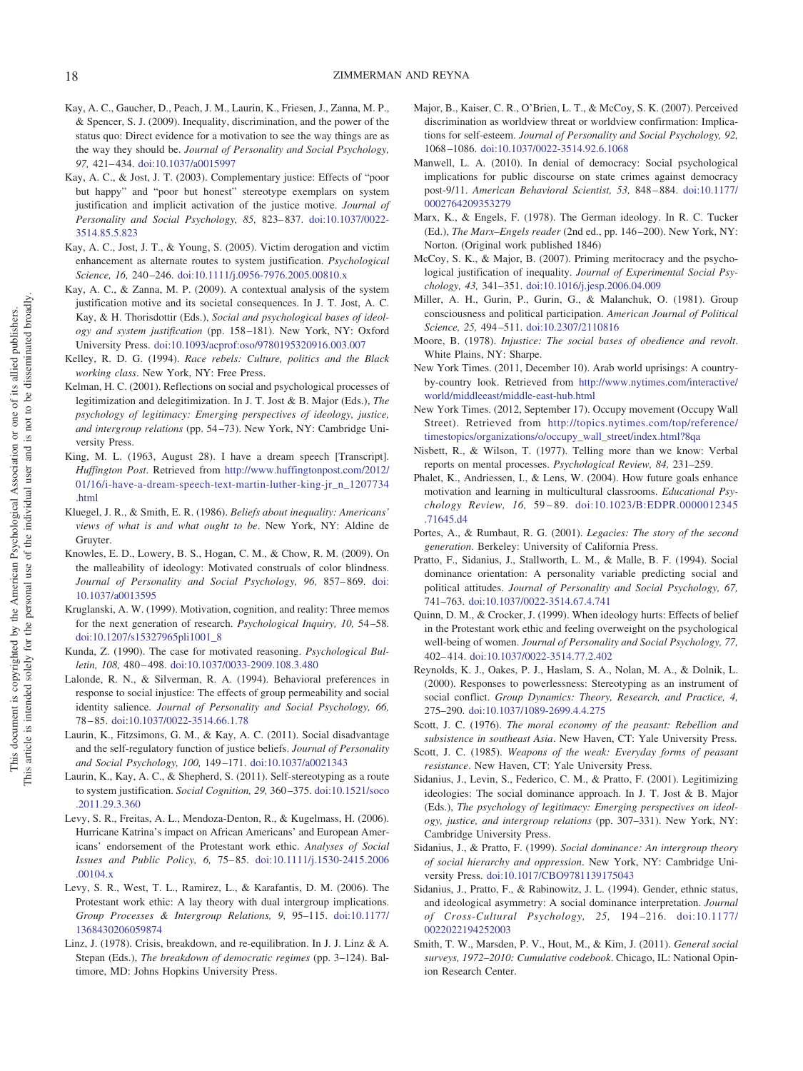Kay, A. C., Gaucher, D., Peach, J. M., Laurin, K., Friesen, J., Zanna, M. P., & Spencer, S. J. (2009). Inequality, discrimination, and the power of the status quo: Direct evidence for a motivation to see the way things are as the way they should be. *Journal of Personality and Social Psychology, 97,* 421–434. doi:10.1037/a0015997

Kay, A. C., & Jost, J. T. (2003). Complementary justice: Effects of "poor but happy" and "poor but honest" stereotype exemplars on system justification and implicit activation of the justice motive. *Journal of Personality and Social Psychology, 85,* 823–837. doi:10.1037/0022-3514.85.5.823

Kay, A. C., Jost, J. T., & Young, S. (2005). Victim derogation and victim enhancement as alternate routes to system justification. *Psychological Science, 16,* 240–246. doi:10.1111/j.0956-7976.2005.00810.x

Kay, A. C., & Zanna, M. P. (2009). A contextual analysis of the system justification motive and its societal consequences. In J. T. Jost, A. C. Kay, & H. Thorisdottir (Eds.), *Social and psychological bases of ideology and system justification* (pp. 158–181). New York, NY: Oxford University Press. doi:10.1093/acprof:oso/9780195320916.003.007

Kelley, R. D. G. (1994). *Race rebels: Culture, politics and the Black working class*. New York, NY: Free Press.

Kelman, H. C. (2001). Reflections on social and psychological processes of legitimization and delegitimization. In J. T. Jost & B. Major (Eds.), *The psychology of legitimacy: Emerging perspectives on ideology, justice, and intergroup relations* (pp. 54–73). New York, NY: Cambridge University Press.

King, M. L. (1963, August 28). I have a dream speech [Transcript]. *Huffington Post*. Retrieved from http://www.huffingtonpost.com/2012/01/16/i-have-a-dream-speech-text-martin-luther-king-jr_n_1207734.html

Kluegel, J. R., & Smith, E. R. (1986). *Beliefs about inequality: Americans' views of what is and what ought to be*. New York, NY: Aldine de Gruyter.

Knowles, E. D., Lowery, B. S., Hogan, C. M., & Chow, R. M. (2009). On the malleability of ideology: Motivated construals of color blindness. *Journal of Personality and Social Psychology, 96,* 857–869. doi:10.1037/a0013595

Kruglanski, A. W. (1999). Motivation, cognition, and reality: Three memos for the next generation of research. *Psychological Inquiry, 10,* 54–58. doi:10.1207/s15327965pli1001_8

Kunda, Z. (1990). The case for motivated reasoning. *Psychological Bulletin, 108,* 480–498. doi:10.1037/0033-2909.108.3.480

Lalonde, R. N., & Silverman, R. A. (1994). Behavioral preferences in response to social injustice: The effects of group permeability and social identity salience. *Journal of Personality and Social Psychology, 66,* 78–85. doi:10.1037/0022-3514.66.1.78

Laurin, K., Fitzsimons, G. M., & Kay, A. C. (2011). Social disadvantage and the self-regulatory function of justice beliefs. *Journal of Personality and Social Psychology, 100,* 149–171. doi:10.1037/a0021343

Laurin, K., Kay, A. C., & Shepherd, S. (2011). Self-stereotyping as a route to system justification. *Social Cognition, 29,* 360–375. doi:10.1521/soco.2011.29.3.360

Levy, S. R., Freitas, A. L., Mendoza-Denton, R., & Kugelmass, H. (2006). Hurricane Katrina's impact on African Americans' and European Americans' endorsement of the Protestant work ethic. *Analyses of Social Issues and Public Policy, 6,* 75–85. doi:10.1111/j.1530-2415.2006.00104.x

Levy, S. R., West, T. L., Ramirez, L., & Karafantis, D. M. (2006). The Protestant work ethic: A lay theory with dual intergroup implications. *Group Processes & Intergroup Relations, 9,* 95–115. doi:10.1177/1368430206059874

Linz, J. (1978). Crisis, breakdown, and re-equilibration. In J. J. Linz & A. Stepan (Eds.), *The breakdown of democratic regimes* (pp. 3–124). Baltimore, MD: Johns Hopkins University Press.

Major, B., Kaiser, C. R., O'Brien, L. T., & McCoy, S. K. (2007). Perceived discrimination as worldview threat or worldview confirmation: Implications for self-esteem. *Journal of Personality and Social Psychology, 92,* 1068–1086. doi:10.1037/0022-3514.92.6.1068

Manwell, L. A. (2010). In denial of democracy: Social psychological implications for public discourse on state crimes against democracy post-9/11. *American Behavioral Scientist, 53,* 848–884. doi:10.1177/0002764209353279

Marx, K., & Engels, F. (1978). The German ideology. In R. C. Tucker (Ed.), *The Marx–Engels reader* (2nd ed., pp. 146–200). New York, NY: Norton. (Original work published 1846)

McCoy, S. K., & Major, B. (2007). Priming meritocracy and the psychological justification of inequality. *Journal of Experimental Social Psychology, 43,* 341–351. doi:10.1016/j.jesp.2006.04.009

Miller, A. H., Gurin, P., Gurin, G., & Malanchuk, O. (1981). Group consciousness and political participation. *American Journal of Political Science, 25,* 494–511. doi:10.2307/2110816

Moore, B. (1978). *Injustice: The social bases of obedience and revolt*. White Plains, NY: Sharpe.

New York Times. (2011, December 10). Arab world uprisings: A country-by-country look. Retrieved from http://www.nytimes.com/interactive/world/middleeast/middle-east-hub.html

New York Times. (2012, September 17). Occupy movement (Occupy Wall Street). Retrieved from http://topics.nytimes.com/top/reference/timestopics/organizations/o/occupy_wall_street/index.html?8qa

Nisbett, R., & Wilson, T. (1977). Telling more than we know: Verbal reports on mental processes. *Psychological Review, 84,* 231–259.

Phalet, K., Andriessen, I., & Lens, W. (2004). How future goals enhance motivation and learning in multicultural classrooms. *Educational Psychology Review, 16,* 59–89. doi:10.1023/B:EDPR.0000012345.71645.d4

Portes, A., & Rumbaut, R. G. (2001). *Legacies: The story of the second generation*. Berkeley: University of California Press.

Pratto, F., Sidanius, J., Stallworth, L. M., & Malle, B. F. (1994). Social dominance orientation: A personality variable predicting social and political attitudes. *Journal of Personality and Social Psychology, 67,* 741–763. doi:10.1037/0022-3514.67.4.741

Quinn, D. M., & Crocker, J. (1999). When ideology hurts: Effects of belief in the Protestant work ethic and feeling overweight on the psychological well-being of women. *Journal of Personality and Social Psychology, 77,* 402–414. doi:10.1037/0022-3514.77.2.402

Reynolds, K. J., Oakes, P. J., Haslam, S. A., Nolan, M. A., & Dolnik, L. (2000). Responses to powerlessness: Stereotyping as an instrument of social conflict. *Group Dynamics: Theory, Research, and Practice, 4,* 275–290. doi:10.1037/1089-2699.4.4.275

Scott, J. C. (1976). *The moral economy of the peasant: Rebellion and subsistence in southeast Asia*. New Haven, CT: Yale University Press.

Scott, J. C. (1985). *Weapons of the weak: Everyday forms of peasant resistance*. New Haven, CT: Yale University Press.

Sidanius, J., Levin, S., Federico, C. M., & Pratto, F. (2001). Legitimizing ideologies: The social dominance approach. In J. T. Jost & B. Major (Eds.), *The psychology of legitimacy: Emerging perspectives on ideology, justice, and intergroup relations* (pp. 307–331). New York, NY: Cambridge University Press.

Sidanius, J., & Pratto, F. (1999). *Social dominance: An intergroup theory of social hierarchy and oppression*. New York, NY: Cambridge University Press. doi:10.1017/CBO9781139175043

Sidanius, J., Pratto, F., & Rabinowitz, J. L. (1994). Gender, ethnic status, and ideological asymmetry: A social dominance interpretation. *Journal of Cross-Cultural Psychology, 25,* 194–216. doi:10.1177/0022022194252003

Smith, T. W., Marsden, P. V., Hout, M., & Kim, J. (2011). *General social surveys, 1972–2010: Cumulative codebook*. Chicago, IL: National Opinion Research Center.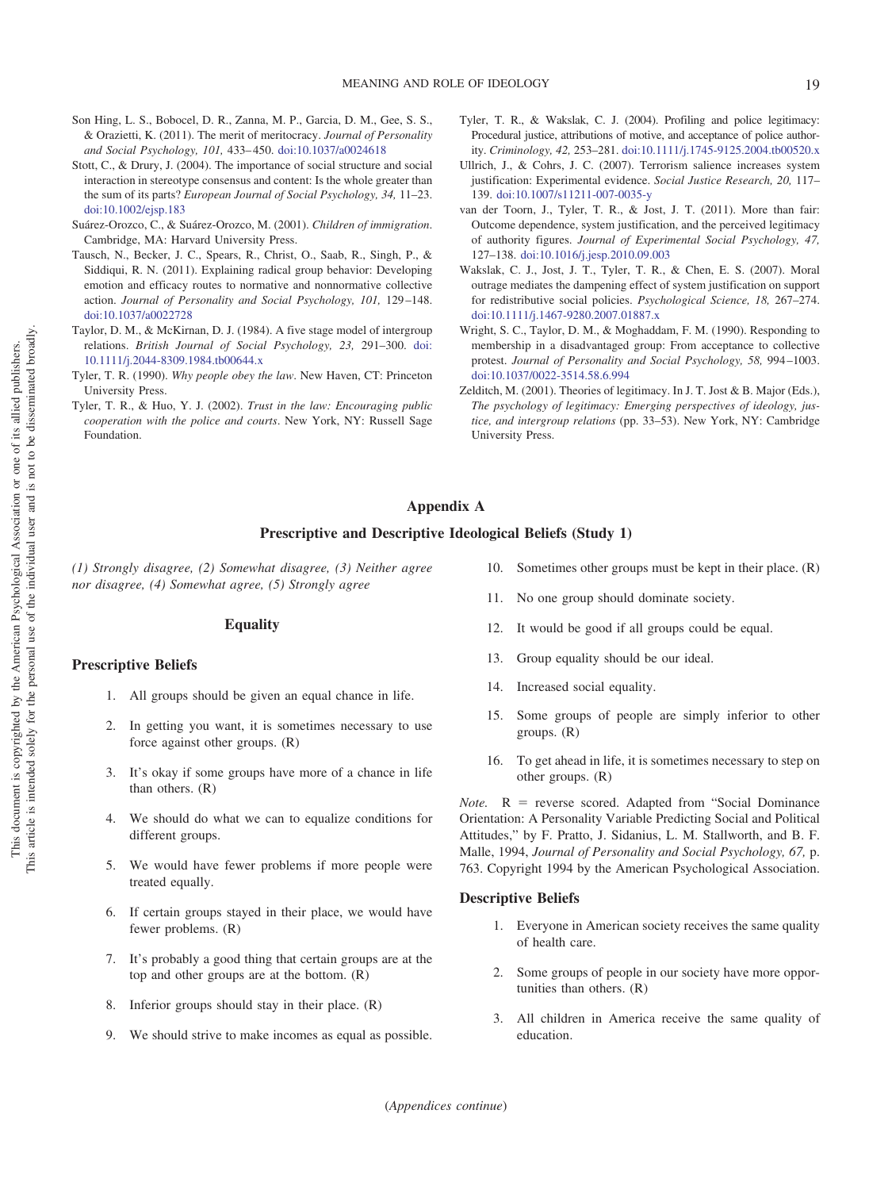Son Hing, L. S., Bobocel, D. R., Zanna, M. P., Garcia, D. M., Gee, S. S., & Orazietti, K. (2011). The merit of meritocracy. *Journal of Personality and Social Psychology, 101,* 433–450. doi:10.1037/a0024618

Stott, C., & Drury, J. (2004). The importance of social structure and social interaction in stereotype consensus and content: Is the whole greater than the sum of its parts? *European Journal of Social Psychology, 34,* 11–23. doi:10.1002/ejsp.183

Suárez-Orozco, C., & Suárez-Orozco, M. (2001). *Children of immigration*. Cambridge, MA: Harvard University Press.

Tausch, N., Becker, J. C., Spears, R., Christ, O., Saab, R., Singh, P., & Siddiqui, R. N. (2011). Explaining radical group behavior: Developing emotion and efficacy routes to normative and nonnormative collective action. *Journal of Personality and Social Psychology, 101,* 129–148. doi:10.1037/a0022728

Taylor, D. M., & McKirnan, D. J. (1984). A five stage model of intergroup relations. *British Journal of Social Psychology, 23,* 291–300. doi:10.1111/j.2044-8309.1984.tb00644.x

Tyler, T. R. (1990). *Why people obey the law*. New Haven, CT: Princeton University Press.

Tyler, T. R., & Huo, Y. J. (2002). *Trust in the law: Encouraging public cooperation with the police and courts*. New York, NY: Russell Sage Foundation.

Tyler, T. R., & Wakslak, C. J. (2004). Profiling and police legitimacy: Procedural justice, attributions of motive, and acceptance of police authority. *Criminology, 42,* 253–281. doi:10.1111/j.1745-9125.2004.tb00520.x

Ullrich, J., & Cohrs, J. C. (2007). Terrorism salience increases system justification: Experimental evidence. *Social Justice Research, 20,* 117–139. doi:10.1007/s11211-007-0035-y

van der Toorn, J., Tyler, T. R., & Jost, J. T. (2011). More than fair: Outcome dependence, system justification, and the perceived legitimacy of authority figures. *Journal of Experimental Social Psychology, 47,* 127–138. doi:10.1016/j.jesp.2010.09.003

Wakslak, C. J., Jost, J. T., Tyler, T. R., & Chen, E. S. (2007). Moral outrage mediates the dampening effect of system justification on support for redistributive social policies. *Psychological Science, 18,* 267–274. doi:10.1111/j.1467-9280.2007.01887.x

Wright, S. C., Taylor, D. M., & Moghaddam, F. M. (1990). Responding to membership in a disadvantaged group: From acceptance to collective protest. *Journal of Personality and Social Psychology, 58,* 994–1003. doi:10.1037/0022-3514.58.6.994

Zelditch, M. (2001). Theories of legitimacy. In J. T. Jost & B. Major (Eds.), *The psychology of legitimacy: Emerging perspectives of ideology, justice, and intergroup relations* (pp. 33–53). New York, NY: Cambridge University Press.

## Appendix A

### Prescriptive and Descriptive Ideological Beliefs (Study 1)

*(1) Strongly disagree, (2) Somewhat disagree, (3) Neither agree nor disagree, (4) Somewhat agree, (5) Strongly agree*

### Equality

#### Prescriptive Beliefs

1. All groups should be given an equal chance in life.
2. In getting you want, it is sometimes necessary to use force against other groups. (R)
3. It's okay if some groups have more of a chance in life than others. (R)
4. We should do what we can to equalize conditions for different groups.
5. We would have fewer problems if more people were treated equally.
6. If certain groups stayed in their place, we would have fewer problems. (R)
7. It's probably a good thing that certain groups are at the top and other groups are at the bottom. (R)
8. Inferior groups should stay in their place. (R)
9. We should strive to make incomes as equal as possible.
10. Sometimes other groups must be kept in their place. (R)
11. No one group should dominate society.
12. It would be good if all groups could be equal.
13. Group equality should be our ideal.
14. Increased social equality.
15. Some groups of people are simply inferior to other groups. (R)
16. To get ahead in life, it is sometimes necessary to step on other groups. (R)

*Note.* R = reverse scored. Adapted from "Social Dominance Orientation: A Personality Variable Predicting Social and Political Attitudes," by F. Pratto, J. Sidanius, L. M. Stallworth, and B. F. Malle, 1994, *Journal of Personality and Social Psychology, 67,* p. 763. Copyright 1994 by the American Psychological Association.

#### Descriptive Beliefs

1. Everyone in American society receives the same quality of health care.
2. Some groups of people in our society have more opportunities than others. (R)
3. All children in America receive the same quality of education.

(*Appendices continue*)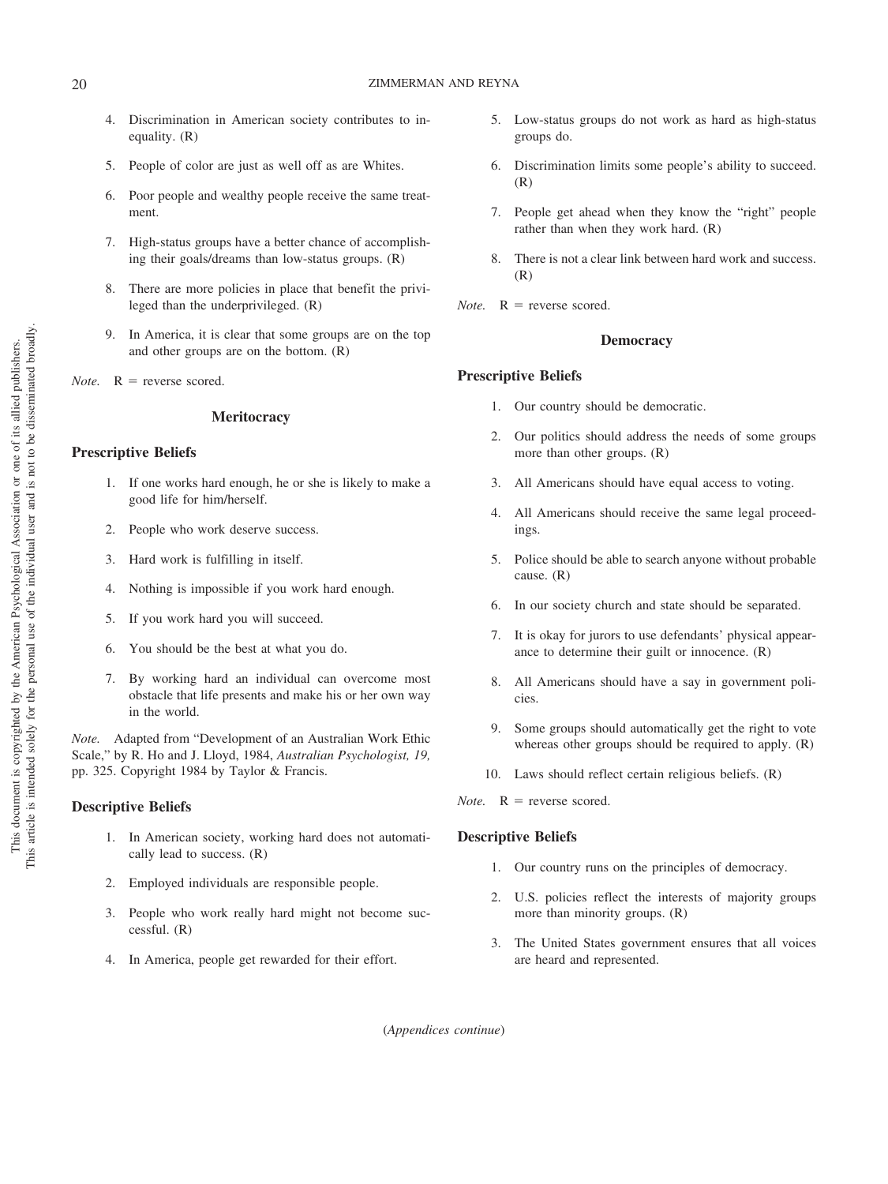4. Discrimination in American society contributes to inequality. (R)
5. People of color are just as well off as are Whites.
6. Poor people and wealthy people receive the same treatment.
7. High-status groups have a better chance of accomplishing their goals/dreams than low-status groups. (R)
8. There are more policies in place that benefit the privileged than the underprivileged. (R)
9. In America, it is clear that some groups are on the top and other groups are on the bottom. (R)

*Note.* R = reverse scored.

## Meritocracy

### Prescriptive Beliefs

1. If one works hard enough, he or she is likely to make a good life for him/herself.
2. People who work deserve success.
3. Hard work is fulfilling in itself.
4. Nothing is impossible if you work hard enough.
5. If you work hard you will succeed.
6. You should be the best at what you do.
7. By working hard an individual can overcome most obstacle that life presents and make his or her own way in the world.

*Note.* Adapted from "Development of an Australian Work Ethic Scale," by R. Ho and J. Lloyd, 1984, *Australian Psychologist, 19,* pp. 325. Copyright 1984 by Taylor & Francis.

### Descriptive Beliefs

1. In American society, working hard does not automatically lead to success. (R)
2. Employed individuals are responsible people.
3. People who work really hard might not become successful. (R)
4. In America, people get rewarded for their effort.
5. Low-status groups do not work as hard as high-status groups do.
6. Discrimination limits some people's ability to succeed. (R)
7. People get ahead when they know the "right" people rather than when they work hard. (R)
8. There is not a clear link between hard work and success. (R)

*Note.* R = reverse scored.

## Democracy

### Prescriptive Beliefs

1. Our country should be democratic.
2. Our politics should address the needs of some groups more than other groups. (R)
3. All Americans should have equal access to voting.
4. All Americans should receive the same legal proceedings.
5. Police should be able to search anyone without probable cause. (R)
6. In our society church and state should be separated.
7. It is okay for jurors to use defendants' physical appearance to determine their guilt or innocence. (R)
8. All Americans should have a say in government policies.
9. Some groups should automatically get the right to vote whereas other groups should be required to apply. (R)
10. Laws should reflect certain religious beliefs. (R)

*Note.* R = reverse scored.

### Descriptive Beliefs

1. Our country runs on the principles of democracy.
2. U.S. policies reflect the interests of majority groups more than minority groups. (R)
3. The United States government ensures that all voices are heard and represented.

(*Appendices continue*)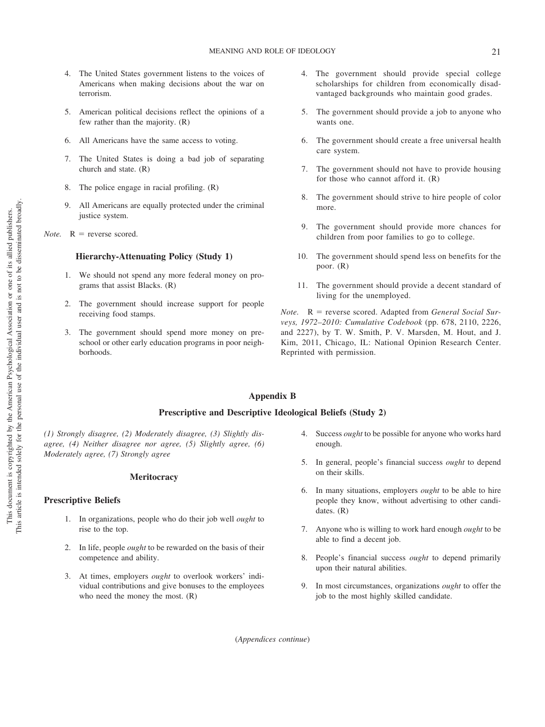4. The United States government listens to the voices of Americans when making decisions about the war on terrorism.

5. American political decisions reflect the opinions of a few rather than the majority. (R)

6. All Americans have the same access to voting.

7. The United States is doing a bad job of separating church and state. (R)

8. The police engage in racial profiling. (R)

9. All Americans are equally protected under the criminal justice system.

*Note.* R = reverse scored.

### Hierarchy-Attenuating Policy (Study 1)

1. We should not spend any more federal money on programs that assist Blacks. (R)

2. The government should increase support for people receiving food stamps.

3. The government should spend more money on preschool or other early education programs in poor neighborhoods.

4. The government should provide special college scholarships for children from economically disadvantaged backgrounds who maintain good grades.

5. The government should provide a job to anyone who wants one.

6. The government should create a free universal health care system.

7. The government should not have to provide housing for those who cannot afford it. (R)

8. The government should strive to hire people of color more.

9. The government should provide more chances for children from poor families to go to college.

10. The government should spend less on benefits for the poor. (R)

11. The government should provide a decent standard of living for the unemployed.

*Note.* R = reverse scored. Adapted from *General Social Surveys, 1972–2010: Cumulative Codebook* (pp. 678, 2110, 2226, and 2227), by T. W. Smith, P. V. Marsden, M. Hout, and J. Kim, 2011, Chicago, IL: National Opinion Research Center. Reprinted with permission.

## Appendix B

## Prescriptive and Descriptive Ideological Beliefs (Study 2)

*(1) Strongly disagree, (2) Moderately disagree, (3) Slightly disagree, (4) Neither disagree nor agree, (5) Slightly agree, (6) Moderately agree, (7) Strongly agree*

### Meritocracy

#### Prescriptive Beliefs

1. In organizations, people who do their job well *ought* to rise to the top.

2. In life, people *ought* to be rewarded on the basis of their competence and ability.

3. At times, employers *ought* to overlook workers' individual contributions and give bonuses to the employees who need the money the most. (R)

4. Success *ought* to be possible for anyone who works hard enough.

5. In general, people's financial success *ought* to depend on their skills.

6. In many situations, employers *ought* to be able to hire people they know, without advertising to other candidates. (R)

7. Anyone who is willing to work hard enough *ought* to be able to find a decent job.

8. People's financial success *ought* to depend primarily upon their natural abilities.

9. In most circumstances, organizations *ought* to offer the job to the most highly skilled candidate.

(*Appendices continue*)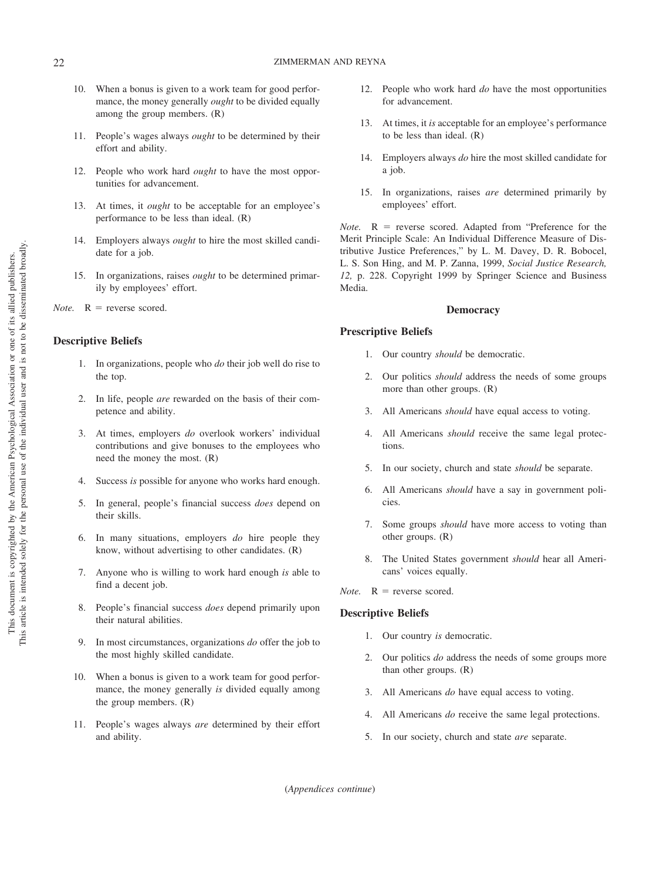10. When a bonus is given to a work team for good performance, the money generally *ought* to be divided equally among the group members. (R)

11. People's wages always *ought* to be determined by their effort and ability.

12. People who work hard *ought* to have the most opportunities for advancement.

13. At times, it *ought* to be acceptable for an employee's performance to be less than ideal. (R)

14. Employers always *ought* to hire the most skilled candidate for a job.

15. In organizations, raises *ought* to be determined primarily by employees' effort.

*Note.* R = reverse scored.

### Descriptive Beliefs

1. In organizations, people who *do* their job well do rise to the top.

2. In life, people *are* rewarded on the basis of their competence and ability.

3. At times, employers *do* overlook workers' individual contributions and give bonuses to the employees who need the money the most. (R)

4. Success *is* possible for anyone who works hard enough.

5. In general, people's financial success *does* depend on their skills.

6. In many situations, employers *do* hire people they know, without advertising to other candidates. (R)

7. Anyone who is willing to work hard enough *is* able to find a decent job.

8. People's financial success *does* depend primarily upon their natural abilities.

9. In most circumstances, organizations *do* offer the job to the most highly skilled candidate.

10. When a bonus is given to a work team for good performance, the money generally *is* divided equally among the group members. (R)

11. People's wages always *are* determined by their effort and ability.

12. People who work hard *do* have the most opportunities for advancement.

13. At times, it *is* acceptable for an employee's performance to be less than ideal. (R)

14. Employers always *do* hire the most skilled candidate for a job.

15. In organizations, raises *are* determined primarily by employees' effort.

*Note.* R = reverse scored. Adapted from "Preference for the Merit Principle Scale: An Individual Difference Measure of Distributive Justice Preferences," by L. M. Davey, D. R. Bobocel, L. S. Son Hing, and M. P. Zanna, 1999, *Social Justice Research, 12,* p. 228. Copyright 1999 by Springer Science and Business Media.

## Democracy

### Prescriptive Beliefs

1. Our country *should* be democratic.

2. Our politics *should* address the needs of some groups more than other groups. (R)

3. All Americans *should* have equal access to voting.

4. All Americans *should* receive the same legal protections.

5. In our society, church and state *should* be separate.

6. All Americans *should* have a say in government policies.

7. Some groups *should* have more access to voting than other groups. (R)

8. The United States government *should* hear all Americans' voices equally.

*Note.* R = reverse scored.

### Descriptive Beliefs

1. Our country *is* democratic.

2. Our politics *do* address the needs of some groups more than other groups. (R)

3. All Americans *do* have equal access to voting.

4. All Americans *do* receive the same legal protections.

5. In our society, church and state *are* separate.

(*Appendices continue*)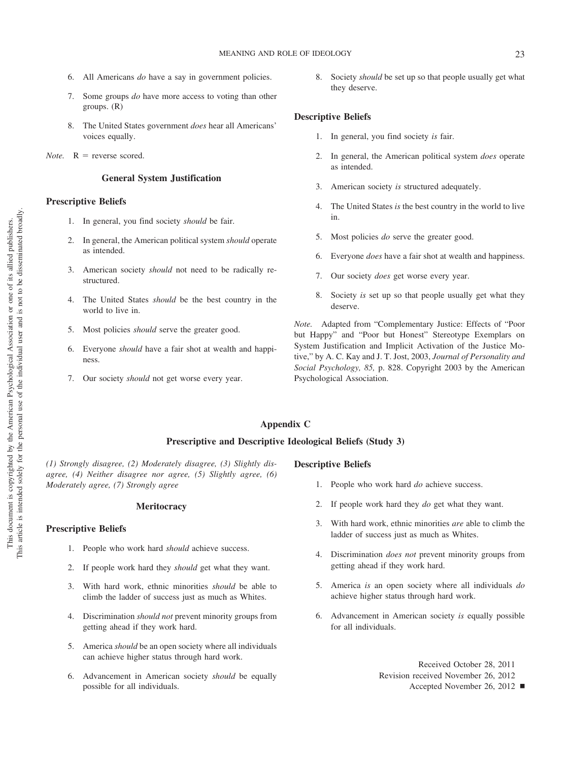6. All Americans *do* have a say in government policies.

7. Some groups *do* have more access to voting than other groups. (R)

8. The United States government *does* hear all Americans' voices equally.

*Note.* R = reverse scored.

### General System Justification

#### Prescriptive Beliefs

1. In general, you find society *should* be fair.

2. In general, the American political system *should* operate as intended.

3. American society *should* not need to be radically restructured.

4. The United States *should* be the best country in the world to live in.

5. Most policies *should* serve the greater good.

6. Everyone *should* have a fair shot at wealth and happiness.

7. Our society *should* not get worse every year.

8. Society *should* be set up so that people usually get what they deserve.

#### Descriptive Beliefs

1. In general, you find society *is* fair.

2. In general, the American political system *does* operate as intended.

3. American society *is* structured adequately.

4. The United States *is* the best country in the world to live in.

5. Most policies *do* serve the greater good.

6. Everyone *does* have a fair shot at wealth and happiness.

7. Our society *does* get worse every year.

8. Society *is* set up so that people usually get what they deserve.

*Note.* Adapted from "Complementary Justice: Effects of "Poor but Happy" and "Poor but Honest" Stereotype Exemplars on System Justification and Implicit Activation of the Justice Motive," by A. C. Kay and J. T. Jost, 2003, *Journal of Personality and Social Psychology, 85,* p. 828. Copyright 2003 by the American Psychological Association.

## Appendix C

## Prescriptive and Descriptive Ideological Beliefs (Study 3)

*(1) Strongly disagree, (2) Moderately disagree, (3) Slightly disagree, (4) Neither disagree nor agree, (5) Slightly agree, (6) Moderately agree, (7) Strongly agree*

### Meritocracy

#### Prescriptive Beliefs

1. People who work hard *should* achieve success.

2. If people work hard they *should* get what they want.

3. With hard work, ethnic minorities *should* be able to climb the ladder of success just as much as Whites.

4. Discrimination *should not* prevent minority groups from getting ahead if they work hard.

5. America *should* be an open society where all individuals can achieve higher status through hard work.

6. Advancement in American society *should* be equally possible for all individuals.

#### Descriptive Beliefs

1. People who work hard *do* achieve success.

2. If people work hard they *do* get what they want.

3. With hard work, ethnic minorities *are* able to climb the ladder of success just as much as Whites.

4. Discrimination *does not* prevent minority groups from getting ahead if they work hard.

5. America *is* an open society where all individuals *do* achieve higher status through hard work.

6. Advancement in American society *is* equally possible for all individuals.

Received October 28, 2011
Revision received November 26, 2012
Accepted November 26, 2012 ■